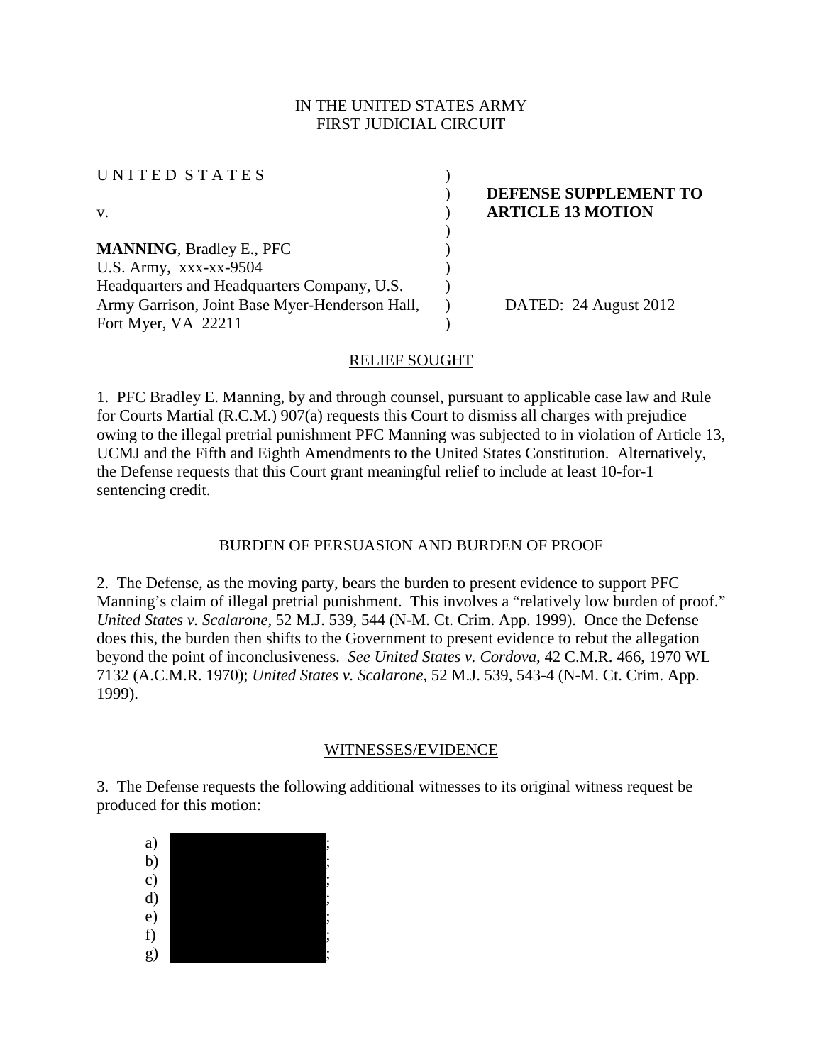IN THE UNITED STATES ARMY
FIRST JUDICIAL CIRCUIT

| | | |
|---|---|---|
| UNITED STATES | ) | |
| | ) | **DEFENSE SUPPLEMENT TO** |
| v. | ) | **ARTICLE 13 MOTION** |
| | ) | |
| **MANNING**, Bradley E., PFC | ) | |
| U.S. Army, xxx-xx-9504 | ) | |
| Headquarters and Headquarters Company, U.S. | ) | |
| Army Garrison, Joint Base Myer-Henderson Hall, | ) | DATED: 24 August 2012 |
| Fort Myer, VA 22211 | ) | |

## RELIEF SOUGHT

1. PFC Bradley E. Manning, by and through counsel, pursuant to applicable case law and Rule for Courts Martial (R.C.M.) 907(a) requests this Court to dismiss all charges with prejudice owing to the illegal pretrial punishment PFC Manning was subjected to in violation of Article 13, UCMJ and the Fifth and Eighth Amendments to the United States Constitution. Alternatively, the Defense requests that this Court grant meaningful relief to include at least 10-for-1 sentencing credit.

## BURDEN OF PERSUASION AND BURDEN OF PROOF

2. The Defense, as the moving party, bears the burden to present evidence to support PFC Manning's claim of illegal pretrial punishment. This involves a "relatively low burden of proof." *United States v. Scalarone*, 52 M.J. 539, 544 (N-M. Ct. Crim. App. 1999). Once the Defense does this, the burden then shifts to the Government to present evidence to rebut the allegation beyond the point of inconclusiveness. *See United States v. Cordova*, 42 C.M.R. 466, 1970 WL 7132 (A.C.M.R. 1970); *United States v. Scalarone*, 52 M.J. 539, 543-4 (N-M. Ct. Crim. App. 1999).

## WITNESSES/EVIDENCE

3. The Defense requests the following additional witnesses to its original witness request be produced for this motion:

a) [REDACTED];
b) [REDACTED];
c) [REDACTED];
d) [REDACTED];
e) [REDACTED];
f) [REDACTED];
g) [REDACTED];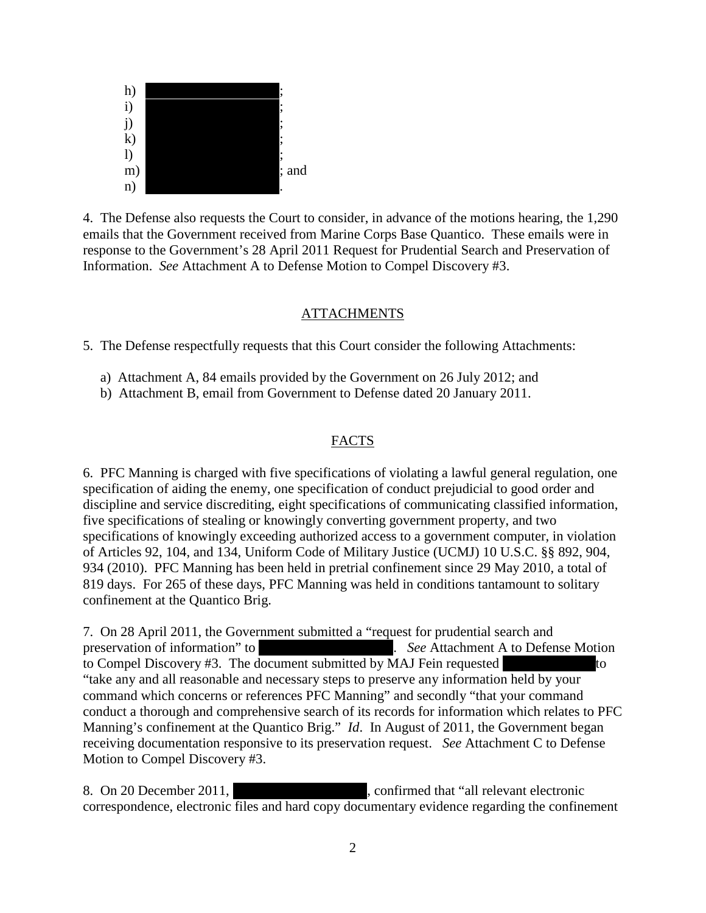h) ;
i) ;
j) ;
k) ;
l) ;
m) ; and
n) .

4. The Defense also requests the Court to consider, in advance of the motions hearing, the 1,290 emails that the Government received from Marine Corps Base Quantico. These emails were in response to the Government's 28 April 2011 Request for Prudential Search and Preservation of Information. *See* Attachment A to Defense Motion to Compel Discovery #3.

## ATTACHMENTS

5. The Defense respectfully requests that this Court consider the following Attachments:

a) Attachment A, 84 emails provided by the Government on 26 July 2012; and
b) Attachment B, email from Government to Defense dated 20 January 2011.

## FACTS

6. PFC Manning is charged with five specifications of violating a lawful general regulation, one specification of aiding the enemy, one specification of conduct prejudicial to good order and discipline and service discrediting, eight specifications of communicating classified information, five specifications of stealing or knowingly converting government property, and two specifications of knowingly exceeding authorized access to a government computer, in violation of Articles 92, 104, and 134, Uniform Code of Military Justice (UCMJ) 10 U.S.C. §§ 892, 904, 934 (2010). PFC Manning has been held in pretrial confinement since 29 May 2010, a total of 819 days. For 265 of these days, PFC Manning was held in conditions tantamount to solitary confinement at the Quantico Brig.

7. On 28 April 2011, the Government submitted a "request for prudential search and preservation of information" to . *See* Attachment A to Defense Motion to Compel Discovery #3. The document submitted by MAJ Fein requested to "take any and all reasonable and necessary steps to preserve any information held by your command which concerns or references PFC Manning" and secondly "that your command conduct a thorough and comprehensive search of its records for information which relates to PFC Manning's confinement at the Quantico Brig." *Id*. In August of 2011, the Government began receiving documentation responsive to its preservation request. *See* Attachment C to Defense Motion to Compel Discovery #3.

8. On 20 December 2011, , confirmed that "all relevant electronic correspondence, electronic files and hard copy documentary evidence regarding the confinement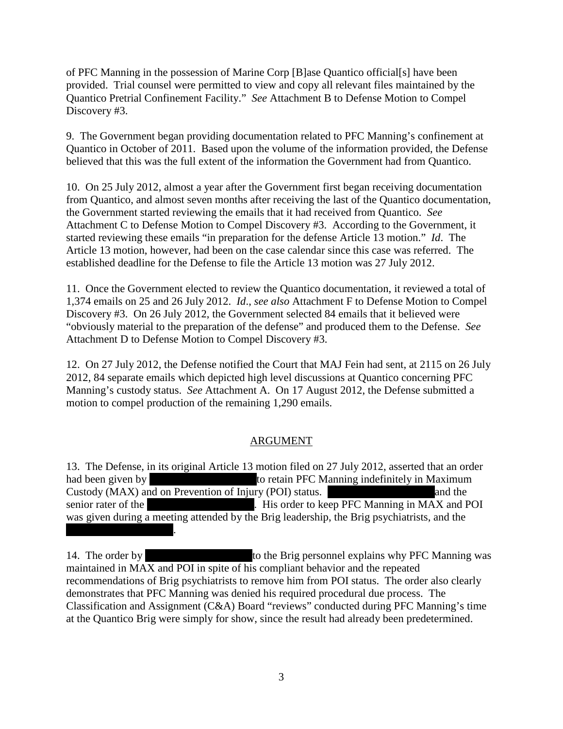of PFC Manning in the possession of Marine Corp [B]ase Quantico official[s] have been provided. Trial counsel were permitted to view and copy all relevant files maintained by the Quantico Pretrial Confinement Facility." *See* Attachment B to Defense Motion to Compel Discovery #3.

9. The Government began providing documentation related to PFC Manning's confinement at Quantico in October of 2011. Based upon the volume of the information provided, the Defense believed that this was the full extent of the information the Government had from Quantico.

10. On 25 July 2012, almost a year after the Government first began receiving documentation from Quantico, and almost seven months after receiving the last of the Quantico documentation, the Government started reviewing the emails that it had received from Quantico. *See* Attachment C to Defense Motion to Compel Discovery #3. According to the Government, it started reviewing these emails "in preparation for the defense Article 13 motion." *Id*. The Article 13 motion, however, had been on the case calendar since this case was referred. The established deadline for the Defense to file the Article 13 motion was 27 July 2012.

11. Once the Government elected to review the Quantico documentation, it reviewed a total of 1,374 emails on 25 and 26 July 2012. *Id*., *see also* Attachment F to Defense Motion to Compel Discovery #3. On 26 July 2012, the Government selected 84 emails that it believed were "obviously material to the preparation of the defense" and produced them to the Defense. *See* Attachment D to Defense Motion to Compel Discovery #3.

12. On 27 July 2012, the Defense notified the Court that MAJ Fein had sent, at 2115 on 26 July 2012, 84 separate emails which depicted high level discussions at Quantico concerning PFC Manning's custody status. *See* Attachment A. On 17 August 2012, the Defense submitted a motion to compel production of the remaining 1,290 emails.

## ARGUMENT

13. The Defense, in its original Article 13 motion filed on 27 July 2012, asserted that an order had been given by [REDACTED] to retain PFC Manning indefinitely in Maximum Custody (MAX) and on Prevention of Injury (POI) status. [REDACTED] and the senior rater of the [REDACTED]. His order to keep PFC Manning in MAX and POI was given during a meeting attended by the Brig leadership, the Brig psychiatrists, and the [REDACTED].

14. The order by [REDACTED] to the Brig personnel explains why PFC Manning was maintained in MAX and POI in spite of his compliant behavior and the repeated recommendations of Brig psychiatrists to remove him from POI status. The order also clearly demonstrates that PFC Manning was denied his required procedural due process. The Classification and Assignment (C&A) Board "reviews" conducted during PFC Manning's time at the Quantico Brig were simply for show, since the result had already been predetermined.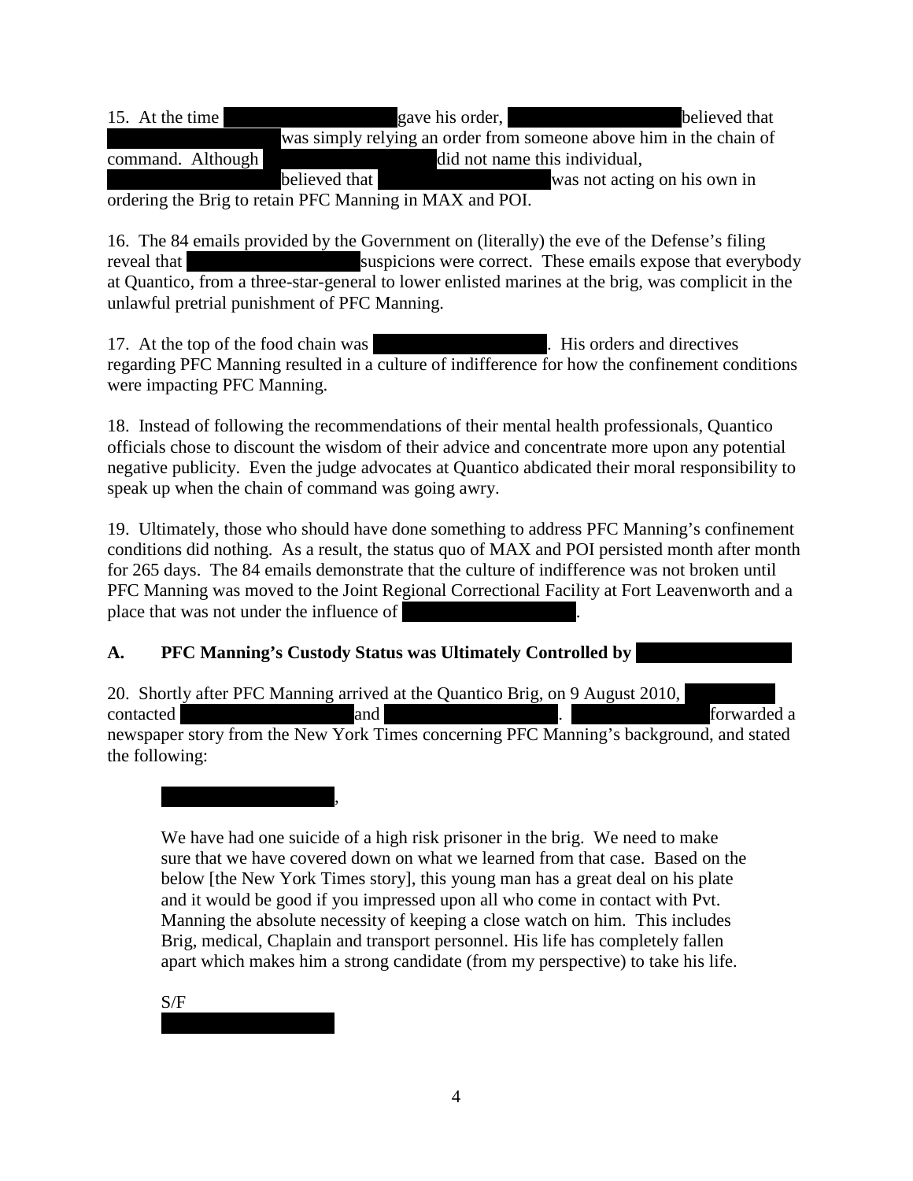15. At the time ██████████ gave his order, ██████████ believed that ██████████ was simply relying an order from someone above him in the chain of command. Although ██████████ did not name this individual, ██████████ believed that ██████████ was not acting on his own in ordering the Brig to retain PFC Manning in MAX and POI.

16. The 84 emails provided by the Government on (literally) the eve of the Defense's filing reveal that ██████████ suspicions were correct. These emails expose that everybody at Quantico, from a three-star-general to lower enlisted marines at the brig, was complicit in the unlawful pretrial punishment of PFC Manning.

17. At the top of the food chain was ██████████. His orders and directives regarding PFC Manning resulted in a culture of indifference for how the confinement conditions were impacting PFC Manning.

18. Instead of following the recommendations of their mental health professionals, Quantico officials chose to discount the wisdom of their advice and concentrate more upon any potential negative publicity. Even the judge advocates at Quantico abdicated their moral responsibility to speak up when the chain of command was going awry.

19. Ultimately, those who should have done something to address PFC Manning's confinement conditions did nothing. As a result, the status quo of MAX and POI persisted month after month for 265 days. The 84 emails demonstrate that the culture of indifference was not broken until PFC Manning was moved to the Joint Regional Correctional Facility at Fort Leavenworth and a place that was not under the influence of ██████████.

## A. PFC Manning's Custody Status was Ultimately Controlled by ██████████

20. Shortly after PFC Manning arrived at the Quantico Brig, on 9 August 2010, ██████████ contacted ██████████ and ██████████. ██████████ forwarded a newspaper story from the New York Times concerning PFC Manning's background, and stated the following:

> ██████████,
>
> We have had one suicide of a high risk prisoner in the brig. We need to make sure that we have covered down on what we learned from that case. Based on the below [the New York Times story], this young man has a great deal on his plate and it would be good if you impressed upon all who come in contact with Pvt. Manning the absolute necessity of keeping a close watch on him. This includes Brig, medical, Chaplain and transport personnel. His life has completely fallen apart which makes him a strong candidate (from my perspective) to take his life.
>
> S/F
> ██████████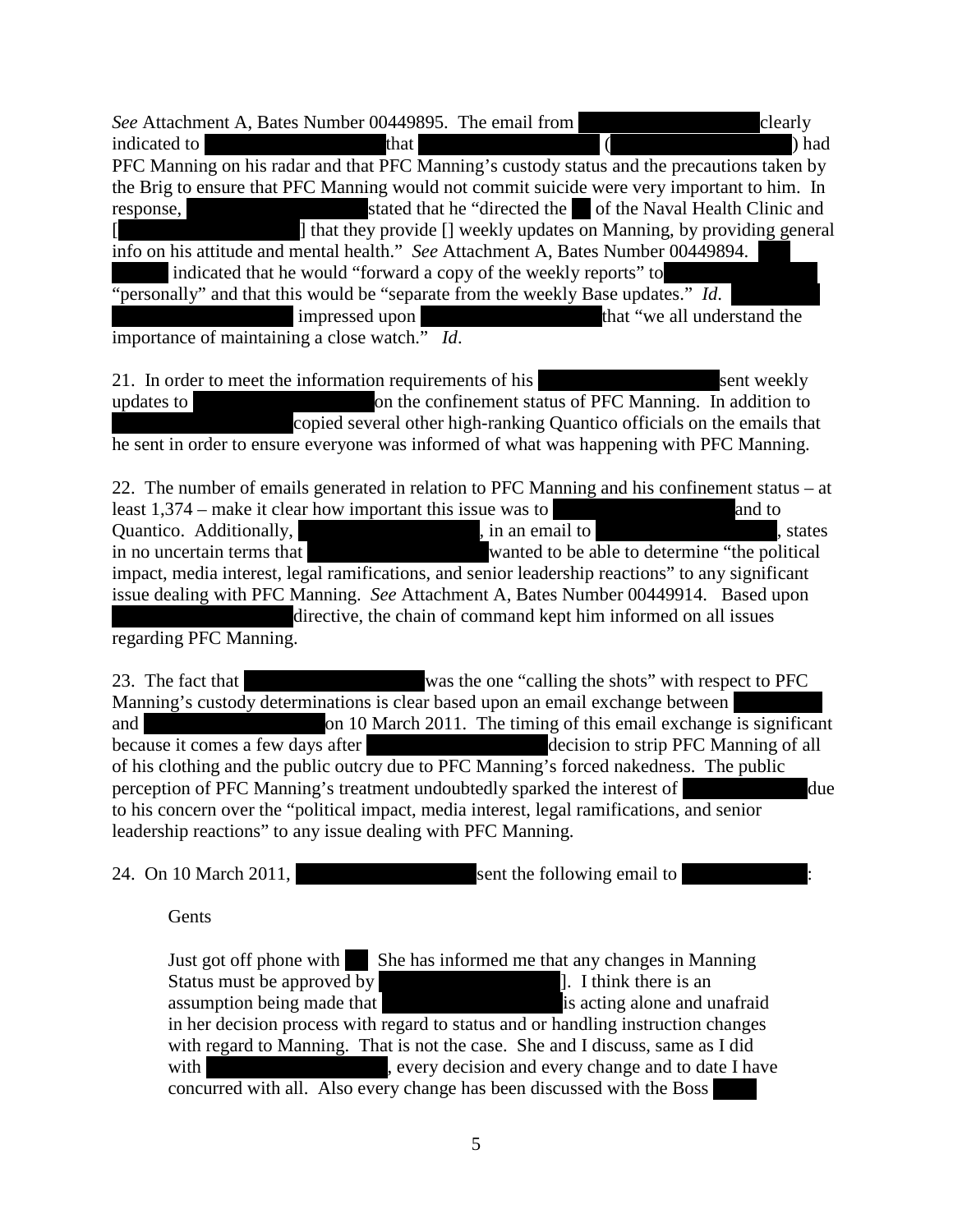*See* Attachment A, Bates Number 00449895. The email from [REDACTED] clearly indicated to [REDACTED] that [REDACTED] ([REDACTED]) had PFC Manning on his radar and that PFC Manning's custody status and the precautions taken by the Brig to ensure that PFC Manning would not commit suicide were very important to him. In response, [REDACTED] stated that he "directed the [REDACTED] of the Naval Health Clinic and [[REDACTED]] that they provide [] weekly updates on Manning, by providing general info on his attitude and mental health." *See* Attachment A, Bates Number 00449894. [REDACTED] indicated that he would "forward a copy of the weekly reports" to [REDACTED] "personally" and that this would be "separate from the weekly Base updates." *Id*. [REDACTED] impressed upon [REDACTED] that "we all understand the importance of maintaining a close watch." *Id*.

21. In order to meet the information requirements of his [REDACTED] sent weekly updates to [REDACTED] on the confinement status of PFC Manning. In addition to [REDACTED] copied several other high-ranking Quantico officials on the emails that he sent in order to ensure everyone was informed of what was happening with PFC Manning.

22. The number of emails generated in relation to PFC Manning and his confinement status – at least 1,374 – make it clear how important this issue was to [REDACTED] and to Quantico. Additionally, [REDACTED], in an email to [REDACTED], states in no uncertain terms that [REDACTED] wanted to be able to determine "the political impact, media interest, legal ramifications, and senior leadership reactions" to any significant issue dealing with PFC Manning. *See* Attachment A, Bates Number 00449914. Based upon [REDACTED] directive, the chain of command kept him informed on all issues regarding PFC Manning.

23. The fact that [REDACTED] was the one "calling the shots" with respect to PFC Manning's custody determinations is clear based upon an email exchange between [REDACTED] and [REDACTED] on 10 March 2011. The timing of this email exchange is significant because it comes a few days after [REDACTED] decision to strip PFC Manning of all of his clothing and the public outcry due to PFC Manning's forced nakedness. The public perception of PFC Manning's treatment undoubtedly sparked the interest of [REDACTED] due to his concern over the "political impact, media interest, legal ramifications, and senior leadership reactions" to any issue dealing with PFC Manning.

24. On 10 March 2011, [REDACTED] sent the following email to [REDACTED]:

> Gents
>
> Just got off phone with [REDACTED] She has informed me that any changes in Manning Status must be approved by [REDACTED]]. I think there is an assumption being made that [REDACTED] is acting alone and unafraid in her decision process with regard to status and or handling instruction changes with regard to Manning. That is not the case. She and I discuss, same as I did with [REDACTED], every decision and every change and to date I have concurred with all. Also every change has been discussed with the Boss [REDACTED]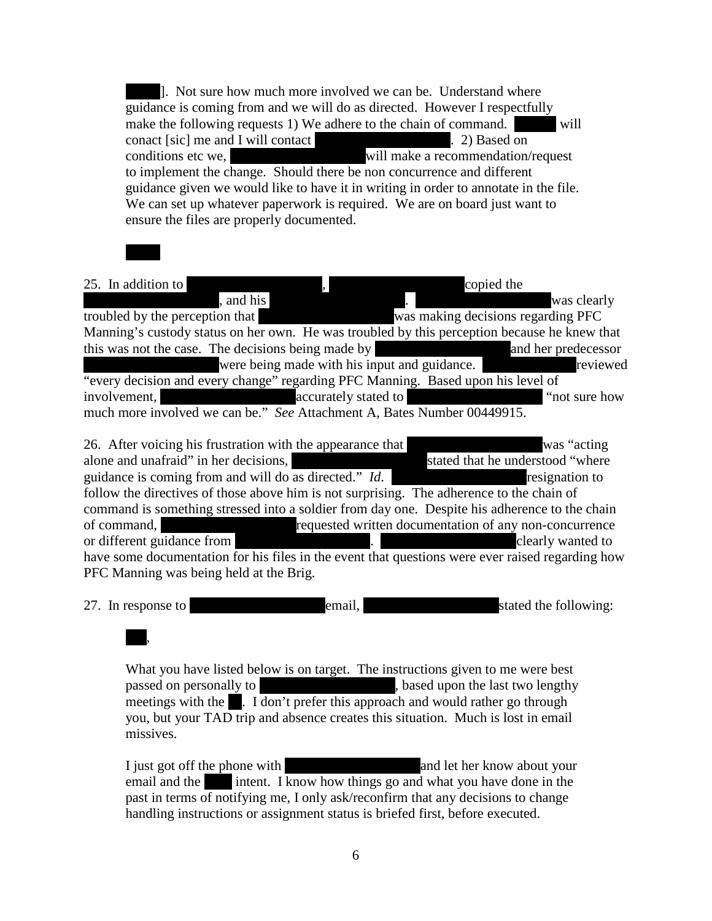]. Not sure how much more involved we can be. Understand where guidance is coming from and we will do as directed. However I respectfully make the following requests 1) We adhere to the chain of command. will conact [sic] me and I will contact . 2) Based on conditions etc we, will make a recommendation/request to implement the change. Should there be non concurrence and different guidance given we would like to have it in writing in order to annotate in the file. We can set up whatever paperwork is required. We are on board just want to ensure the files are properly documented.

25. In addition to , copied the , and his . was clearly troubled by the perception that was making decisions regarding PFC Manning's custody status on her own. He was troubled by this perception because he knew that this was not the case. The decisions being made by and her predecessor were being made with his input and guidance. reviewed "every decision and every change" regarding PFC Manning. Based upon his level of involvement, accurately stated to "not sure how much more involved we can be." *See* Attachment A, Bates Number 00449915.

26. After voicing his frustration with the appearance that was "acting alone and unafraid" in her decisions, stated that he understood "where guidance is coming from and will do as directed." *Id.* resignation to follow the directives of those above him is not surprising. The adherence to the chain of command is something stressed into a soldier from day one. Despite his adherence to the chain of command, requested written documentation of any non-concurrence or different guidance from . clearly wanted to have some documentation for his files in the event that questions were ever raised regarding how PFC Manning was being held at the Brig.

27. In response to email, stated the following:

,

What you have listed below is on target. The instructions given to me were best passed on personally to , based upon the last two lengthy meetings with the . I don't prefer this approach and would rather go through you, but your TAD trip and absence creates this situation. Much is lost in email missives.

I just got off the phone with and let her know about your email and the intent. I know how things go and what you have done in the past in terms of notifying me, I only ask/reconfirm that any decisions to change handling instructions or assignment status is briefed first, before executed.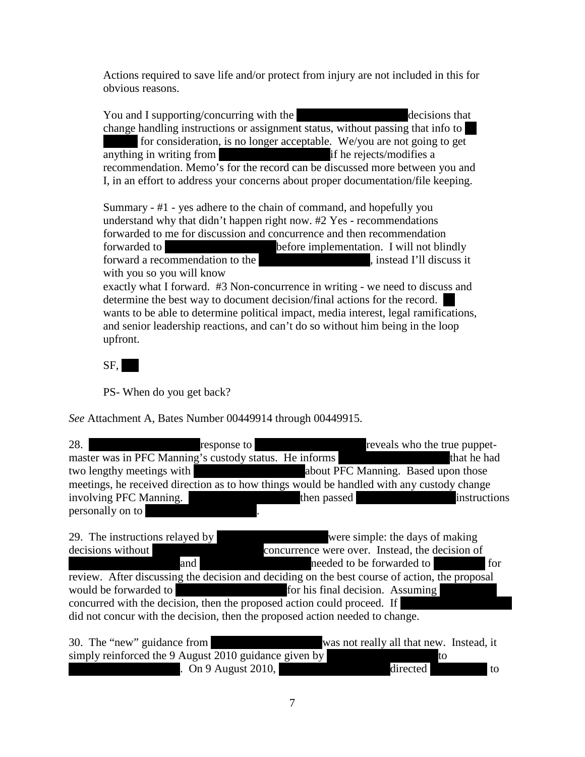> Actions required to save life and/or protect from injury are not included in this for obvious reasons.
>
> You and I supporting/concurring with the [REDACTED] decisions that change handling instructions or assignment status, without passing that info to [REDACTED] for consideration, is no longer acceptable. We/you are not going to get anything in writing from [REDACTED] if he rejects/modifies a recommendation. Memo's for the record can be discussed more between you and I, in an effort to address your concerns about proper documentation/file keeping.
>
> Summary - #1 - yes adhere to the chain of command, and hopefully you understand why that didn't happen right now. #2 Yes - recommendations forwarded to me for discussion and concurrence and then recommendation forwarded to [REDACTED] before implementation. I will not blindly forward a recommendation to the [REDACTED], instead I'll discuss it with you so you will know exactly what I forward. #3 Non-concurrence in writing - we need to discuss and determine the best way to document decision/final actions for the record. [REDACTED] wants to be able to determine political impact, media interest, legal ramifications, and senior leadership reactions, and can't do so without him being in the loop upfront.
>
> SF, [REDACTED]
>
> PS- When do you get back?

*See* Attachment A, Bates Number 00449914 through 00449915.

28. [REDACTED] response to [REDACTED] reveals who the true puppet-master was in PFC Manning's custody status. He informs [REDACTED] that he had two lengthy meetings with [REDACTED] about PFC Manning. Based upon those meetings, he received direction as to how things would be handled with any custody change involving PFC Manning. [REDACTED] then passed [REDACTED] instructions personally on to [REDACTED].

29. The instructions relayed by [REDACTED] were simple: the days of making decisions without [REDACTED] concurrence were over. Instead, the decision of [REDACTED] and [REDACTED] needed to be forwarded to [REDACTED] for review. After discussing the decision and deciding on the best course of action, the proposal would be forwarded to [REDACTED] for his final decision. Assuming [REDACTED] concurred with the decision, then the proposed action could proceed. If [REDACTED] did not concur with the decision, then the proposed action needed to change.

30. The "new" guidance from [REDACTED] was not really all that new. Instead, it simply reinforced the 9 August 2010 guidance given by [REDACTED] to [REDACTED]. On 9 August 2010, [REDACTED] directed [REDACTED] to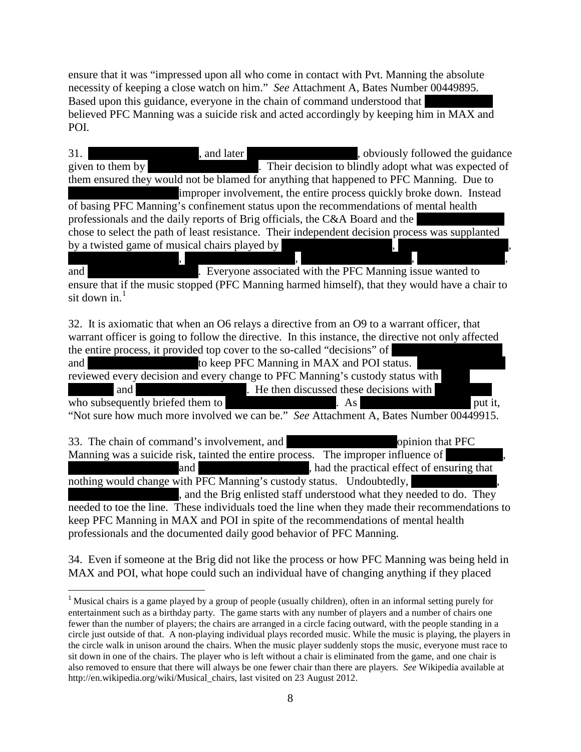ensure that it was "impressed upon all who come in contact with Pvt. Manning the absolute necessity of keeping a close watch on him." *See* Attachment A, Bates Number 00449895. Based upon this guidance, everyone in the chain of command understood that [REDACTED] believed PFC Manning was a suicide risk and acted accordingly by keeping him in MAX and POI.

31. [REDACTED], and later [REDACTED], obviously followed the guidance given to them by [REDACTED]. Their decision to blindly adopt what was expected of them ensured they would not be blamed for anything that happened to PFC Manning. Due to [REDACTED] improper involvement, the entire process quickly broke down. Instead of basing PFC Manning's confinement status upon the recommendations of mental health professionals and the daily reports of Brig officials, the C&A Board and the [REDACTED] chose to select the path of least resistance. Their independent decision process was supplanted by a twisted game of musical chairs played by [REDACTED], [REDACTED], [REDACTED], [REDACTED], [REDACTED], [REDACTED], and [REDACTED]. Everyone associated with the PFC Manning issue wanted to ensure that if the music stopped (PFC Manning harmed himself), that they would have a chair to sit down in.[1]

32. It is axiomatic that when an O6 relays a directive from an O9 to a warrant officer, that warrant officer is going to follow the directive. In this instance, the directive not only affected the entire process, it provided top cover to the so-called "decisions" of [REDACTED] and [REDACTED] to keep PFC Manning in MAX and POI status. [REDACTED] reviewed every decision and every change to PFC Manning's custody status with [REDACTED] and [REDACTED]. He then discussed these decisions with [REDACTED] who subsequently briefed them to [REDACTED]. As [REDACTED] put it, "Not sure how much more involved we can be." *See* Attachment A, Bates Number 00449915.

33. The chain of command's involvement, and [REDACTED] opinion that PFC Manning was a suicide risk, tainted the entire process. The improper influence of [REDACTED], [REDACTED] and [REDACTED], had the practical effect of ensuring that nothing would change with PFC Manning's custody status. Undoubtedly, [REDACTED], [REDACTED], and the Brig enlisted staff understood what they needed to do. They needed to toe the line. These individuals toed the line when they made their recommendations to keep PFC Manning in MAX and POI in spite of the recommendations of mental health professionals and the documented daily good behavior of PFC Manning.

34. Even if someone at the Brig did not like the process or how PFC Manning was being held in MAX and POI, what hope could such an individual have of changing anything if they placed

---

[1] Musical chairs is a game played by a group of people (usually children), often in an informal setting purely for entertainment such as a birthday party. The game starts with any number of players and a number of chairs one fewer than the number of players; the chairs are arranged in a circle facing outward, with the people standing in a circle just outside of that. A non-playing individual plays recorded music. While the music is playing, the players in the circle walk in unison around the chairs. When the music player suddenly stops the music, everyone must race to sit down in one of the chairs. The player who is left without a chair is eliminated from the game, and one chair is also removed to ensure that there will always be one fewer chair than there are players. *See* Wikipedia available at http://en.wikipedia.org/wiki/Musical_chairs, last visited on 23 August 2012.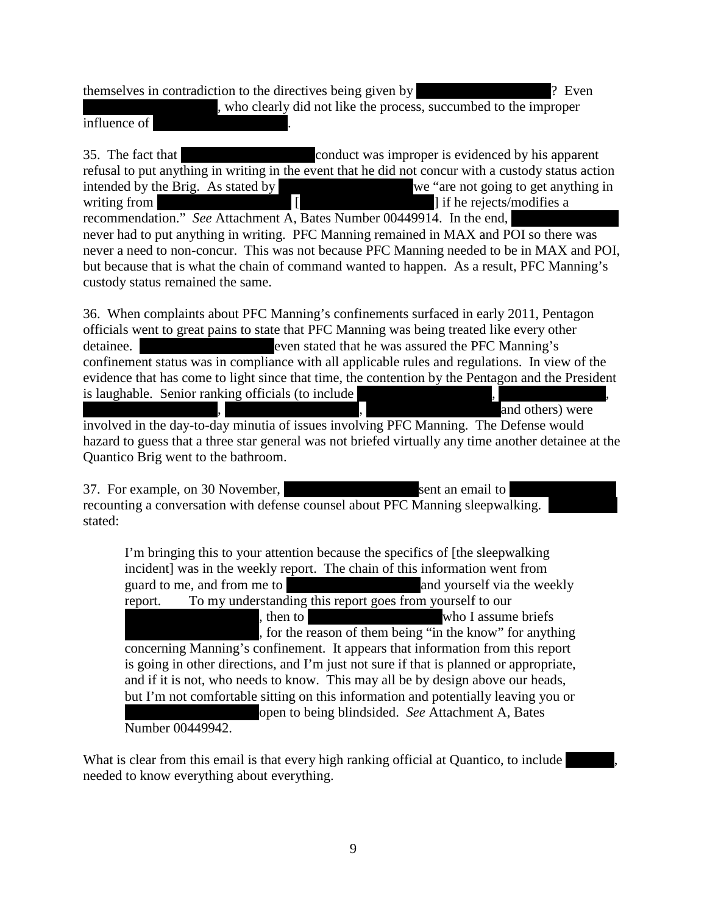themselves in contradiction to the directives being given by [REDACTED]? Even [REDACTED], who clearly did not like the process, succumbed to the improper influence of [REDACTED].

35. The fact that [REDACTED] conduct was improper is evidenced by his apparent refusal to put anything in writing in the event that he did not concur with a custody status action intended by the Brig. As stated by [REDACTED] we "are not going to get anything in writing from [REDACTED] [[REDACTED]] if he rejects/modifies a recommendation." *See* Attachment A, Bates Number 00449914. In the end, [REDACTED] never had to put anything in writing. PFC Manning remained in MAX and POI so there was never a need to non-concur. This was not because PFC Manning needed to be in MAX and POI, but because that is what the chain of command wanted to happen. As a result, PFC Manning's custody status remained the same.

36. When complaints about PFC Manning's confinements surfaced in early 2011, Pentagon officials went to great pains to state that PFC Manning was being treated like every other detainee. [REDACTED] even stated that he was assured the PFC Manning's confinement status was in compliance with all applicable rules and regulations. In view of the evidence that has come to light since that time, the contention by the Pentagon and the President is laughable. Senior ranking officials (to include [REDACTED], [REDACTED], [REDACTED], [REDACTED], [REDACTED] and others) were involved in the day-to-day minutia of issues involving PFC Manning. The Defense would hazard to guess that a three star general was not briefed virtually any time another detainee at the Quantico Brig went to the bathroom.

37. For example, on 30 November, [REDACTED] sent an email to [REDACTED] recounting a conversation with defense counsel about PFC Manning sleepwalking. [REDACTED] stated:

> I'm bringing this to your attention because the specifics of [the sleepwalking incident] was in the weekly report. The chain of this information went from guard to me, and from me to [REDACTED] and yourself via the weekly report. To my understanding this report goes from yourself to our [REDACTED], then to [REDACTED] who I assume briefs [REDACTED], for the reason of them being "in the know" for anything concerning Manning's confinement. It appears that information from this report is going in other directions, and I'm just not sure if that is planned or appropriate, and if it is not, who needs to know. This may all be by design above our heads, but I'm not comfortable sitting on this information and potentially leaving you or [REDACTED] open to being blindsided. *See* Attachment A, Bates Number 00449942.

What is clear from this email is that every high ranking official at Quantico, to include [REDACTED], needed to know everything about everything.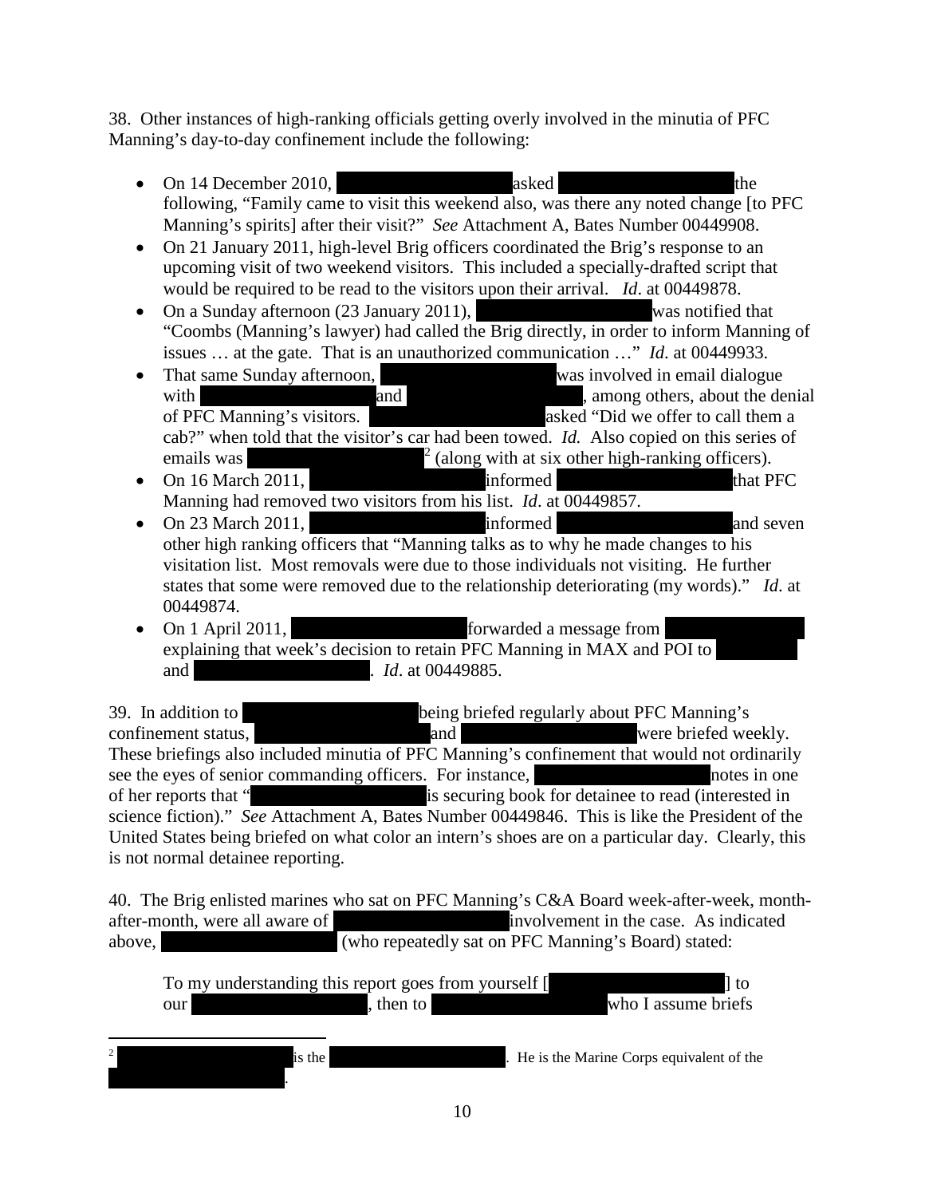38. Other instances of high-ranking officials getting overly involved in the minutia of PFC Manning's day-to-day confinement include the following:

- On 14 December 2010, [REDACTED] asked [REDACTED] the following, "Family came to visit this weekend also, was there any noted change [to PFC Manning's spirits] after their visit?" *See* Attachment A, Bates Number 00449908.
- On 21 January 2011, high-level Brig officers coordinated the Brig's response to an upcoming visit of two weekend visitors. This included a specially-drafted script that would be required to be read to the visitors upon their arrival. *Id*. at 00449878.
- On a Sunday afternoon (23 January 2011), [REDACTED] was notified that "Coombs (Manning's lawyer) had called the Brig directly, in order to inform Manning of issues … at the gate. That is an unauthorized communication …" *Id*. at 00449933.
- That same Sunday afternoon, [REDACTED] was involved in email dialogue with [REDACTED] and [REDACTED], among others, about the denial of PFC Manning's visitors. [REDACTED] asked "Did we offer to call them a cab?" when told that the visitor's car had been towed. *Id.* Also copied on this series of emails was [REDACTED][2] (along with at six other high-ranking officers).
- On 16 March 2011, [REDACTED] informed [REDACTED] that PFC Manning had removed two visitors from his list. *Id*. at 00449857.
- On 23 March 2011, [REDACTED] informed [REDACTED] and seven other high ranking officers that "Manning talks as to why he made changes to his visitation list. Most removals were due to those individuals not visiting. He further states that some were removed due to the relationship deteriorating (my words)." *Id*. at 00449874.
- On 1 April 2011, [REDACTED] forwarded a message from [REDACTED] explaining that week's decision to retain PFC Manning in MAX and POI to [REDACTED] and [REDACTED]. *Id*. at 00449885.

39. In addition to [REDACTED] being briefed regularly about PFC Manning's confinement status, [REDACTED] and [REDACTED] were briefed weekly. These briefings also included minutia of PFC Manning's confinement that would not ordinarily see the eyes of senior commanding officers. For instance, [REDACTED] notes in one of her reports that "[REDACTED] is securing book for detainee to read (interested in science fiction)." *See* Attachment A, Bates Number 00449846. This is like the President of the United States being briefed on what color an intern's shoes are on a particular day. Clearly, this is not normal detainee reporting.

40. The Brig enlisted marines who sat on PFC Manning's C&A Board week-after-week, month-after-month, were all aware of [REDACTED] involvement in the case. As indicated above, [REDACTED] (who repeatedly sat on PFC Manning's Board) stated:

> To my understanding this report goes from yourself [[REDACTED]] to our [REDACTED], then to [REDACTED] who I assume briefs

[2] [REDACTED] is the [REDACTED]. He is the Marine Corps equivalent of the [REDACTED].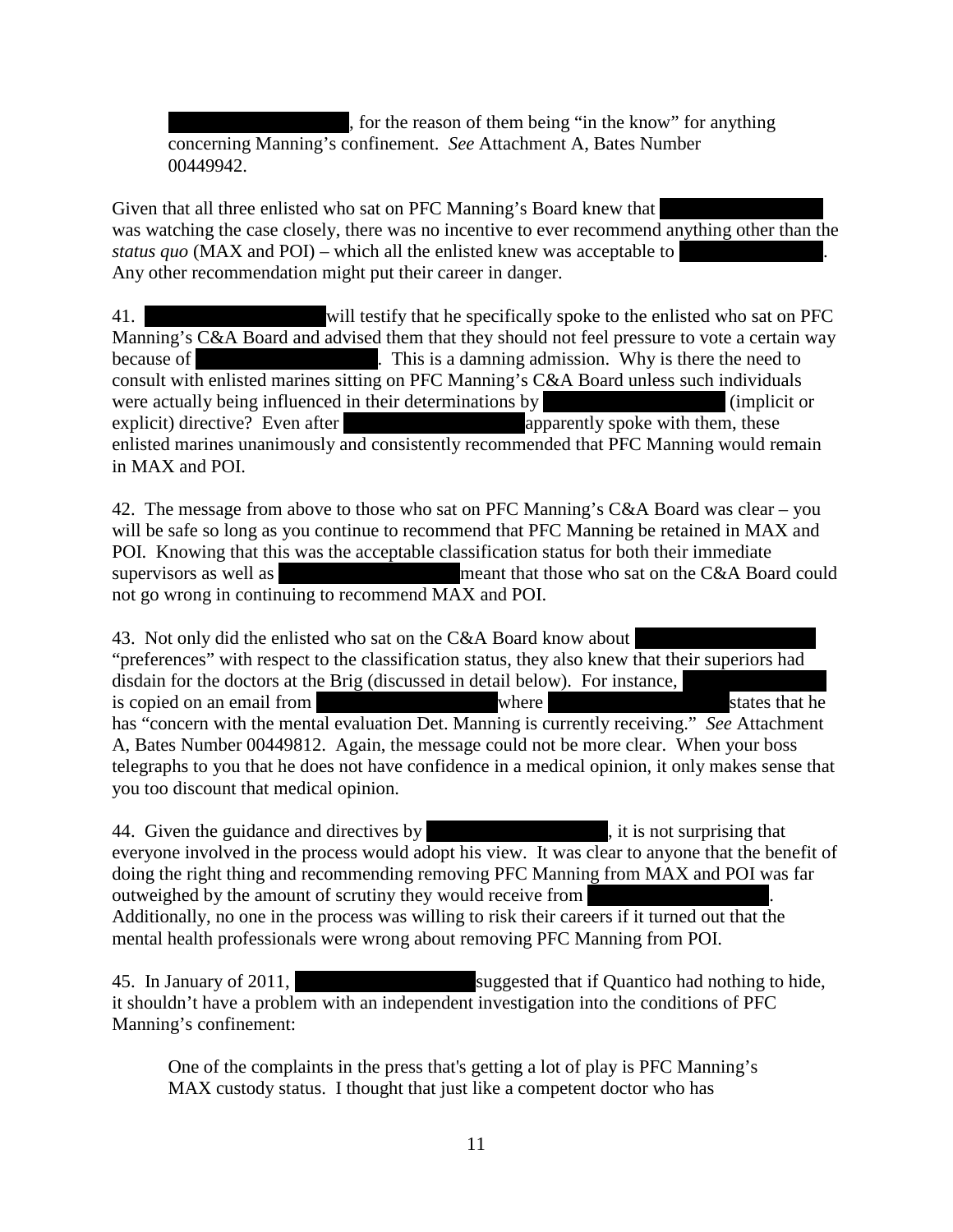█████████, for the reason of them being "in the know" for anything concerning Manning's confinement. *See* Attachment A, Bates Number 00449942.

Given that all three enlisted who sat on PFC Manning's Board knew that █████████ was watching the case closely, there was no incentive to ever recommend anything other than the *status quo* (MAX and POI) – which all the enlisted knew was acceptable to █████████. Any other recommendation might put their career in danger.

41. █████████ will testify that he specifically spoke to the enlisted who sat on PFC Manning's C&A Board and advised them that they should not feel pressure to vote a certain way because of █████████. This is a damning admission. Why is there the need to consult with enlisted marines sitting on PFC Manning's C&A Board unless such individuals were actually being influenced in their determinations by █████████ (implicit or explicit) directive? Even after █████████ apparently spoke with them, these enlisted marines unanimously and consistently recommended that PFC Manning would remain in MAX and POI.

42. The message from above to those who sat on PFC Manning's C&A Board was clear – you will be safe so long as you continue to recommend that PFC Manning be retained in MAX and POI. Knowing that this was the acceptable classification status for both their immediate supervisors as well as █████████ meant that those who sat on the C&A Board could not go wrong in continuing to recommend MAX and POI.

43. Not only did the enlisted who sat on the C&A Board know about █████████ "preferences" with respect to the classification status, they also knew that their superiors had disdain for the doctors at the Brig (discussed in detail below). For instance, █████████ is copied on an email from █████████ where █████████ states that he has "concern with the mental evaluation Det. Manning is currently receiving." *See* Attachment A, Bates Number 00449812. Again, the message could not be more clear. When your boss telegraphs to you that he does not have confidence in a medical opinion, it only makes sense that you too discount that medical opinion.

44. Given the guidance and directives by █████████, it is not surprising that everyone involved in the process would adopt his view. It was clear to anyone that the benefit of doing the right thing and recommending removing PFC Manning from MAX and POI was far outweighed by the amount of scrutiny they would receive from █████████. Additionally, no one in the process was willing to risk their careers if it turned out that the mental health professionals were wrong about removing PFC Manning from POI.

45. In January of 2011, █████████ suggested that if Quantico had nothing to hide, it shouldn't have a problem with an independent investigation into the conditions of PFC Manning's confinement:

> One of the complaints in the press that's getting a lot of play is PFC Manning's MAX custody status. I thought that just like a competent doctor who has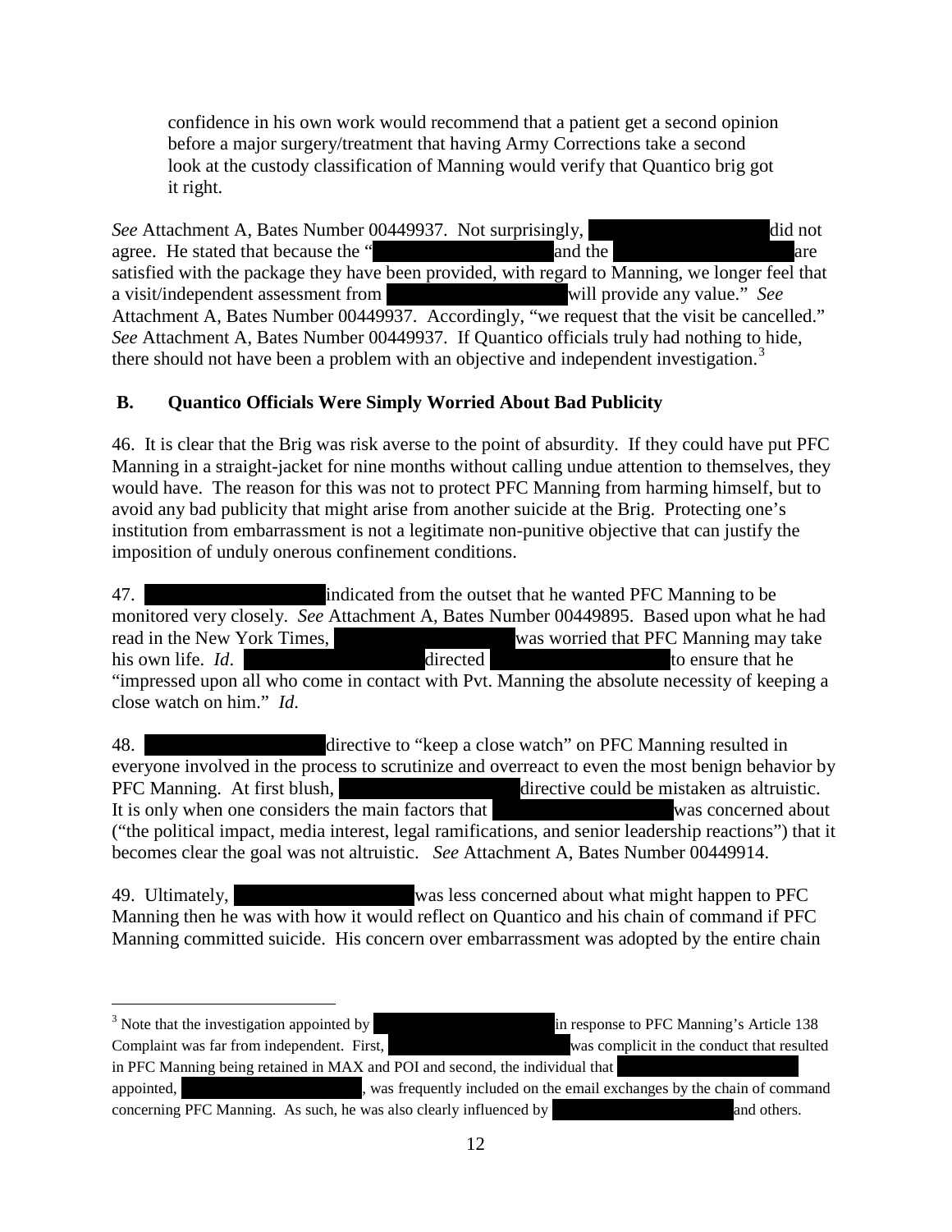> confidence in his own work would recommend that a patient get a second opinion before a major surgery/treatment that having Army Corrections take a second look at the custody classification of Manning would verify that Quantico brig got it right.

*See* Attachment A, Bates Number 00449937. Not surprisingly, ████████████ did not agree. He stated that because the "████████████ and the ████████████ are satisfied with the package they have been provided, with regard to Manning, we longer feel that a visit/independent assessment from ████████████ will provide any value." *See* Attachment A, Bates Number 00449937. Accordingly, "we request that the visit be cancelled." *See* Attachment A, Bates Number 00449937. If Quantico officials truly had nothing to hide, there should not have been a problem with an objective and independent investigation.[3]

## B. Quantico Officials Were Simply Worried About Bad Publicity

46. It is clear that the Brig was risk averse to the point of absurdity. If they could have put PFC Manning in a straight-jacket for nine months without calling undue attention to themselves, they would have. The reason for this was not to protect PFC Manning from harming himself, but to avoid any bad publicity that might arise from another suicide at the Brig. Protecting one's institution from embarrassment is not a legitimate non-punitive objective that can justify the imposition of unduly onerous confinement conditions.

47. ████████████ indicated from the outset that he wanted PFC Manning to be monitored very closely. *See* Attachment A, Bates Number 00449895. Based upon what he had read in the New York Times, ████████████ was worried that PFC Manning may take his own life. *Id*. ████████████ directed ████████████ to ensure that he "impressed upon all who come in contact with Pvt. Manning the absolute necessity of keeping a close watch on him." *Id*.

48. ████████████ directive to "keep a close watch" on PFC Manning resulted in everyone involved in the process to scrutinize and overreact to even the most benign behavior by PFC Manning. At first blush, ████████████ directive could be mistaken as altruistic. It is only when one considers the main factors that ████████████ was concerned about ("the political impact, media interest, legal ramifications, and senior leadership reactions") that it becomes clear the goal was not altruistic. *See* Attachment A, Bates Number 00449914.

49. Ultimately, ████████████ was less concerned about what might happen to PFC Manning then he was with how it would reflect on Quantico and his chain of command if PFC Manning committed suicide. His concern over embarrassment was adopted by the entire chain

---

[3] Note that the investigation appointed by ████████████ in response to PFC Manning's Article 138 Complaint was far from independent. First, ████████████ was complicit in the conduct that resulted in PFC Manning being retained in MAX and POI and second, the individual that ████████████ appointed, ████████████, was frequently included on the email exchanges by the chain of command concerning PFC Manning. As such, he was also clearly influenced by ████████████ and others.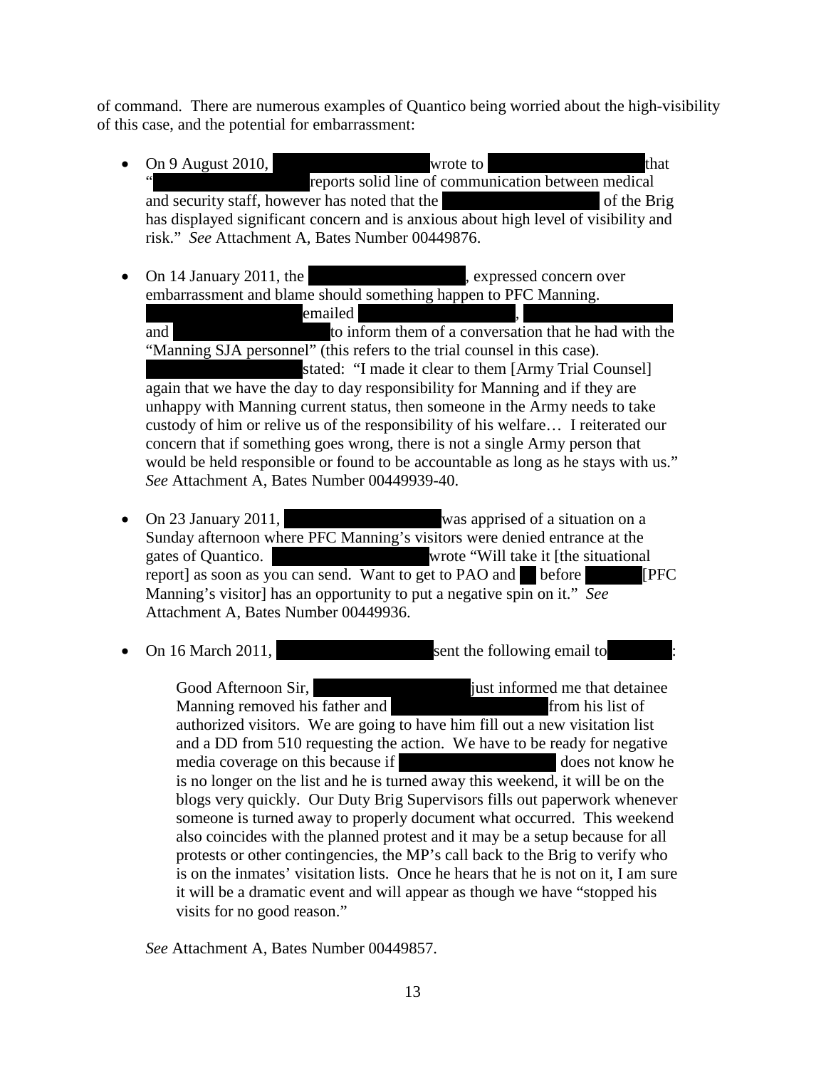of command. There are numerous examples of Quantico being worried about the high-visibility of this case, and the potential for embarrassment:

- On 9 August 2010, ██████████ wrote to ██████████ that "██████████ reports solid line of communication between medical and security staff, however has noted that the ██████████ of the Brig has displayed significant concern and is anxious about high level of visibility and risk." *See* Attachment A, Bates Number 00449876.

- On 14 January 2011, the ██████████, expressed concern over embarrassment and blame should something happen to PFC Manning. ██████████ emailed ██████████, ██████████ and ██████████ to inform them of a conversation that he had with the "Manning SJA personnel" (this refers to the trial counsel in this case). ██████████ stated: "I made it clear to them [Army Trial Counsel] again that we have the day to day responsibility for Manning and if they are unhappy with Manning current status, then someone in the Army needs to take custody of him or relive us of the responsibility of his welfare… I reiterated our concern that if something goes wrong, there is not a single Army person that would be held responsible or found to be accountable as long as he stays with us." *See* Attachment A, Bates Number 00449939-40.

- On 23 January 2011, ██████████ was apprised of a situation on a Sunday afternoon where PFC Manning's visitors were denied entrance at the gates of Quantico. ██████████ wrote "Will take it [the situational report] as soon as you can send. Want to get to PAO and ██ before ██████ [PFC Manning's visitor] has an opportunity to put a negative spin on it." *See* Attachment A, Bates Number 00449936.

- On 16 March 2011, ██████████ sent the following email to ██████:

  > Good Afternoon Sir, ██████████ just informed me that detainee Manning removed his father and ██████████ from his list of authorized visitors. We are going to have him fill out a new visitation list and a DD from 510 requesting the action. We have to be ready for negative media coverage on this because if ██████████ does not know he is no longer on the list and he is turned away this weekend, it will be on the blogs very quickly. Our Duty Brig Supervisors fills out paperwork whenever someone is turned away to properly document what occurred. This weekend also coincides with the planned protest and it may be a setup because for all protests or other contingencies, the MP's call back to the Brig to verify who is on the inmates' visitation lists. Once he hears that he is not on it, I am sure it will be a dramatic event and will appear as though we have "stopped his visits for no good reason."

  *See* Attachment A, Bates Number 00449857.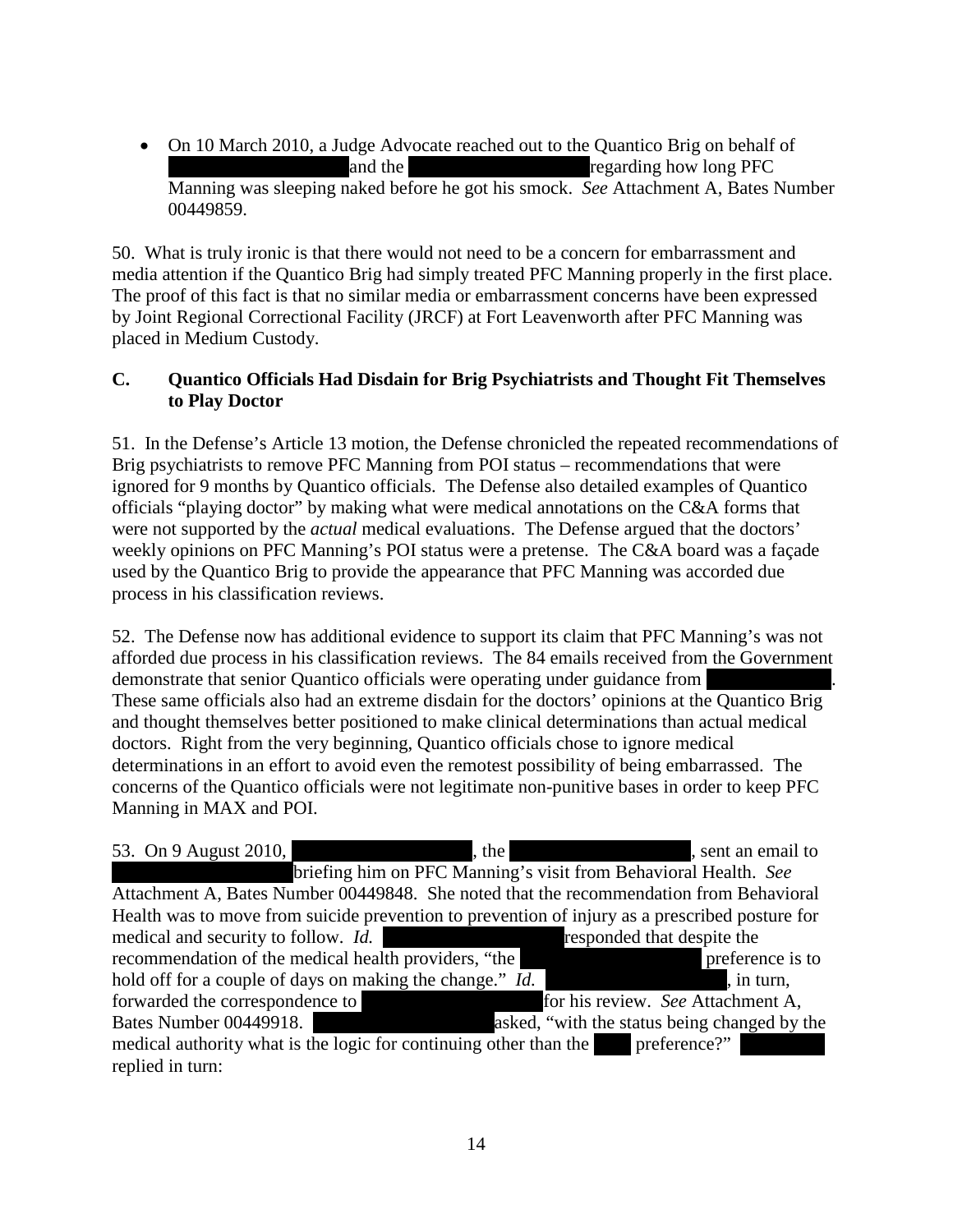- On 10 March 2010, a Judge Advocate reached out to the Quantico Brig on behalf of [REDACTED] and the [REDACTED] regarding how long PFC Manning was sleeping naked before he got his smock. *See* Attachment A, Bates Number 00449859.

50. What is truly ironic is that there would not need to be a concern for embarrassment and media attention if the Quantico Brig had simply treated PFC Manning properly in the first place. The proof of this fact is that no similar media or embarrassment concerns have been expressed by Joint Regional Correctional Facility (JRCF) at Fort Leavenworth after PFC Manning was placed in Medium Custody.

## C. Quantico Officials Had Disdain for Brig Psychiatrists and Thought Fit Themselves to Play Doctor

51. In the Defense's Article 13 motion, the Defense chronicled the repeated recommendations of Brig psychiatrists to remove PFC Manning from POI status – recommendations that were ignored for 9 months by Quantico officials. The Defense also detailed examples of Quantico officials "playing doctor" by making what were medical annotations on the C&A forms that were not supported by the *actual* medical evaluations. The Defense argued that the doctors' weekly opinions on PFC Manning's POI status were a pretense. The C&A board was a façade used by the Quantico Brig to provide the appearance that PFC Manning was accorded due process in his classification reviews.

52. The Defense now has additional evidence to support its claim that PFC Manning's was not afforded due process in his classification reviews. The 84 emails received from the Government demonstrate that senior Quantico officials were operating under guidance from [REDACTED]. These same officials also had an extreme disdain for the doctors' opinions at the Quantico Brig and thought themselves better positioned to make clinical determinations than actual medical doctors. Right from the very beginning, Quantico officials chose to ignore medical determinations in an effort to avoid even the remotest possibility of being embarrassed. The concerns of the Quantico officials were not legitimate non-punitive bases in order to keep PFC Manning in MAX and POI.

53. On 9 August 2010, [REDACTED], the [REDACTED], sent an email to [REDACTED] briefing him on PFC Manning's visit from Behavioral Health. *See* Attachment A, Bates Number 00449848. She noted that the recommendation from Behavioral Health was to move from suicide prevention to prevention of injury as a prescribed posture for medical and security to follow. *Id.* [REDACTED] responded that despite the recommendation of the medical health providers, "the [REDACTED] preference is to hold off for a couple of days on making the change." *Id.* [REDACTED], in turn, forwarded the correspondence to [REDACTED] for his review. *See* Attachment A, Bates Number 00449918. [REDACTED] asked, "with the status being changed by the medical authority what is the logic for continuing other than the [REDACTED] preference?" [REDACTED] replied in turn: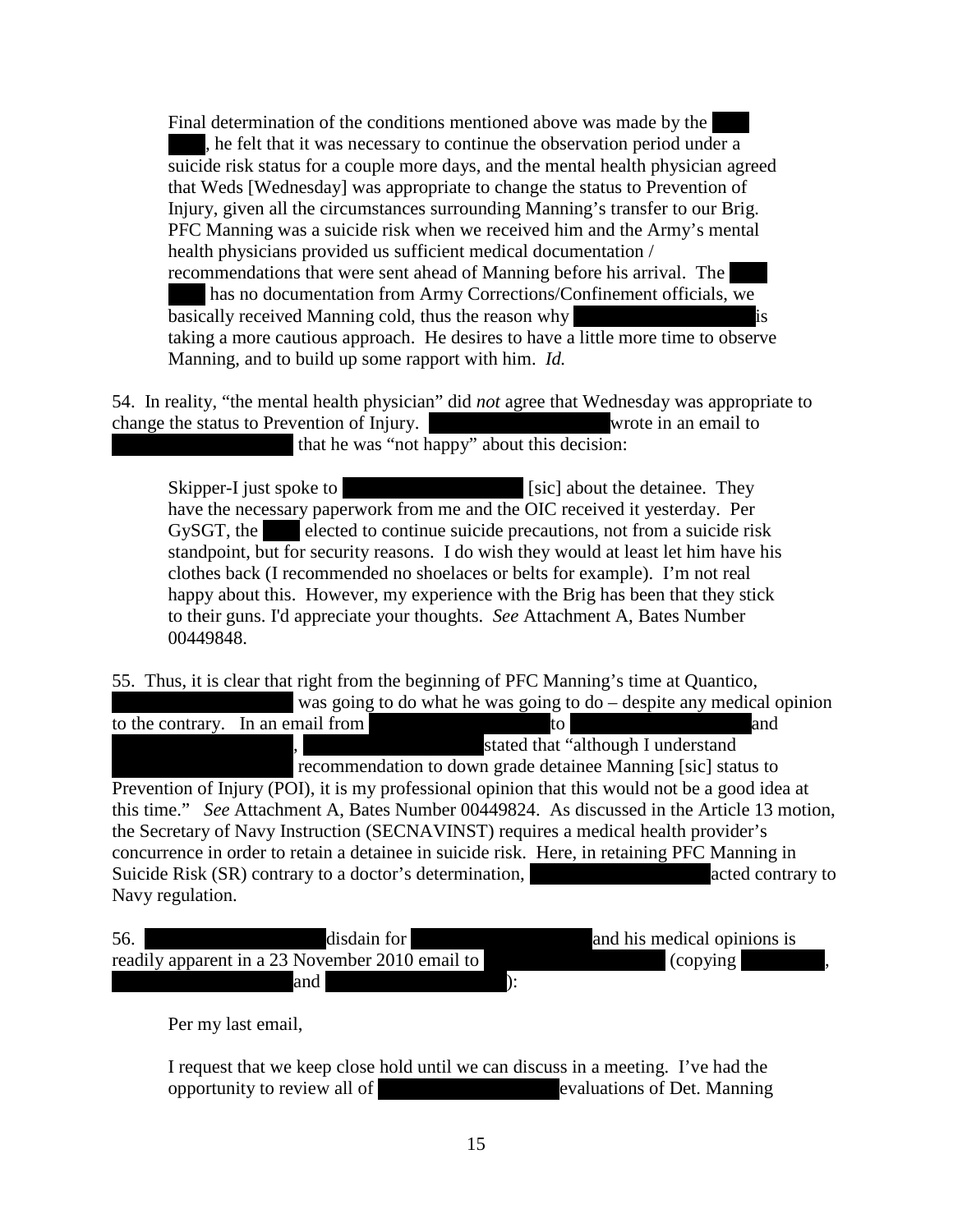> Final determination of the conditions mentioned above was made by the ███ ███, he felt that it was necessary to continue the observation period under a suicide risk status for a couple more days, and the mental health physician agreed that Weds [Wednesday] was appropriate to change the status to Prevention of Injury, given all the circumstances surrounding Manning's transfer to our Brig. PFC Manning was a suicide risk when we received him and the Army's mental health physicians provided us sufficient medical documentation / recommendations that were sent ahead of Manning before his arrival. The ███ ███ has no documentation from Army Corrections/Confinement officials, we basically received Manning cold, thus the reason why ██████████ is taking a more cautious approach. He desires to have a little more time to observe Manning, and to build up some rapport with him. *Id.*

54. In reality, "the mental health physician" did *not* agree that Wednesday was appropriate to change the status to Prevention of Injury. ██████████ wrote in an email to ██████████ that he was "not happy" about this decision:

> Skipper-I just spoke to ██████████ [sic] about the detainee. They have the necessary paperwork from me and the OIC received it yesterday. Per GySGT, the ███ elected to continue suicide precautions, not from a suicide risk standpoint, but for security reasons. I do wish they would at least let him have his clothes back (I recommended no shoelaces or belts for example). I'm not real happy about this. However, my experience with the Brig has been that they stick to their guns. I'd appreciate your thoughts. *See* Attachment A, Bates Number 00449848.

55. Thus, it is clear that right from the beginning of PFC Manning's time at Quantico, ██████████ was going to do what he was going to do – despite any medical opinion to the contrary. In an email from ██████████ to ██████████ and ██████████, ██████████ stated that "although I understand ██████████ recommendation to down grade detainee Manning [sic] status to Prevention of Injury (POI), it is my professional opinion that this would not be a good idea at this time." *See* Attachment A, Bates Number 00449824. As discussed in the Article 13 motion, the Secretary of Navy Instruction (SECNAVINST) requires a medical health provider's concurrence in order to retain a detainee in suicide risk. Here, in retaining PFC Manning in Suicide Risk (SR) contrary to a doctor's determination, ██████████ acted contrary to Navy regulation.

56. ██████████ disdain for ██████████ and his medical opinions is readily apparent in a 23 November 2010 email to ██████████ (copying ██████, ██████████ and ██████████):

> Per my last email,
>
> I request that we keep close hold until we can discuss in a meeting. I've had the opportunity to review all of ██████████ evaluations of Det. Manning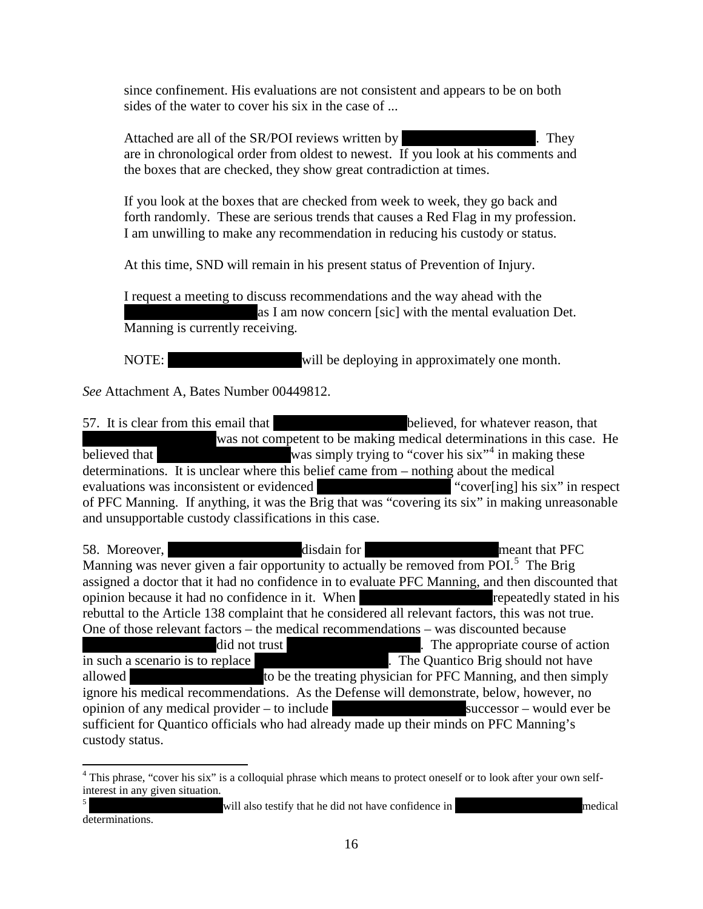> since confinement. His evaluations are not consistent and appears to be on both sides of the water to cover his six in the case of ...
>
> Attached are all of the SR/POI reviews written by ██████████. They are in chronological order from oldest to newest. If you look at his comments and the boxes that are checked, they show great contradiction at times.
>
> If you look at the boxes that are checked from week to week, they go back and forth randomly. These are serious trends that causes a Red Flag in my profession. I am unwilling to make any recommendation in reducing his custody or status.
>
> At this time, SND will remain in his present status of Prevention of Injury.
>
> I request a meeting to discuss recommendations and the way ahead with the ██████████ as I am now concern [sic] with the mental evaluation Det. Manning is currently receiving.
>
> NOTE: ██████████ will be deploying in approximately one month.

*See* Attachment A, Bates Number 00449812.

57. It is clear from this email that ██████████ believed, for whatever reason, that ██████████ was not competent to be making medical determinations in this case. He believed that ██████████ was simply trying to "cover his six"[4] in making these determinations. It is unclear where this belief came from – nothing about the medical evaluations was inconsistent or evidenced ██████████ "cover[ing] his six" in respect of PFC Manning. If anything, it was the Brig that was "covering its six" in making unreasonable and unsupportable custody classifications in this case.

58. Moreover, ██████████ disdain for ██████████ meant that PFC Manning was never given a fair opportunity to actually be removed from POI.[5] The Brig assigned a doctor that it had no confidence in to evaluate PFC Manning, and then discounted that opinion because it had no confidence in it. When ██████████ repeatedly stated in his rebuttal to the Article 138 complaint that he considered all relevant factors, this was not true. One of those relevant factors – the medical recommendations – was discounted because ██████████ did not trust ██████████. The appropriate course of action in such a scenario is to replace ██████████. The Quantico Brig should not have allowed ██████████ to be the treating physician for PFC Manning, and then simply ignore his medical recommendations. As the Defense will demonstrate, below, however, no opinion of any medical provider – to include ██████████ successor – would ever be sufficient for Quantico officials who had already made up their minds on PFC Manning's custody status.

---

[4] This phrase, "cover his six" is a colloquial phrase which means to protect oneself or to look after your own self-interest in any given situation.

[5] ██████████ will also testify that he did not have confidence in ██████████ medical determinations.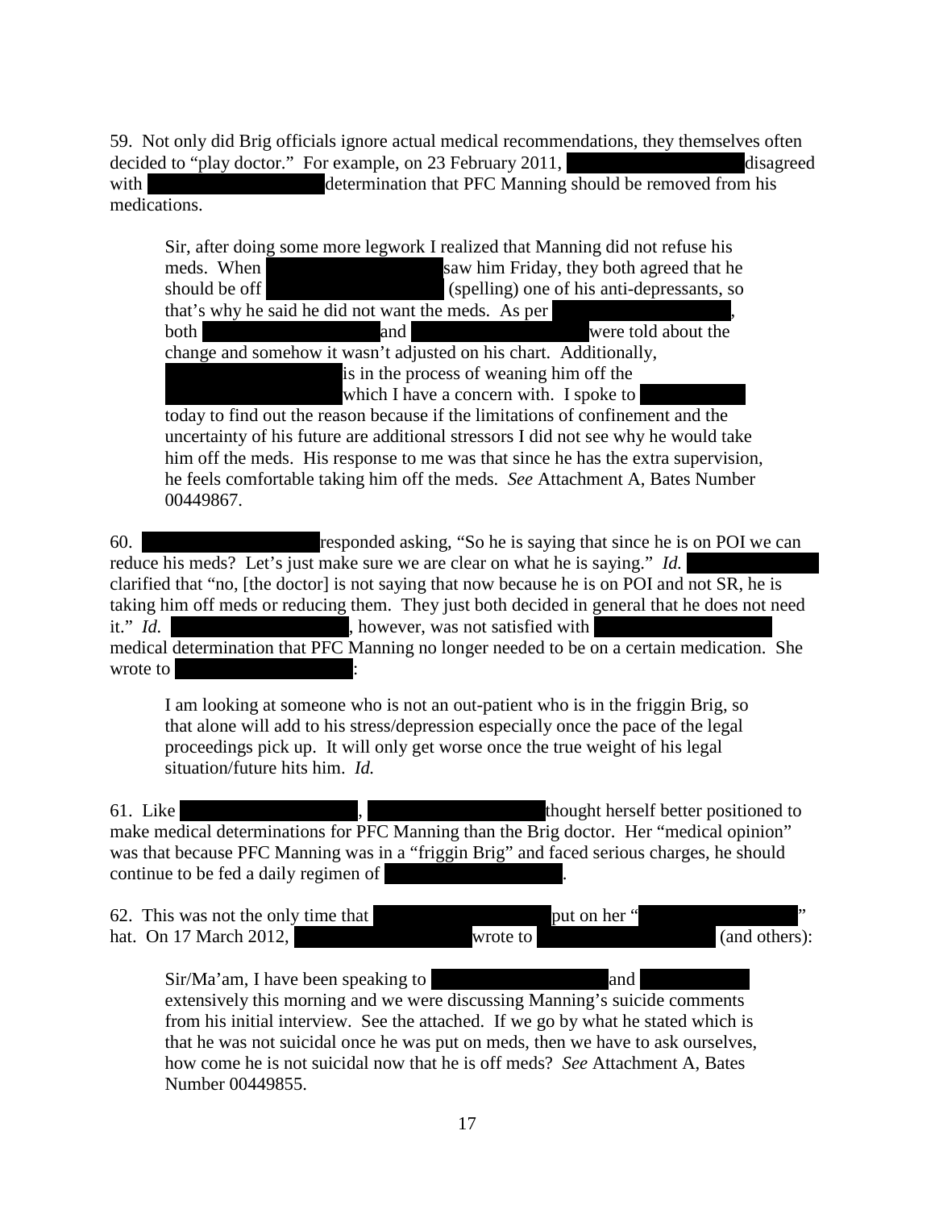59. Not only did Brig officials ignore actual medical recommendations, they themselves often decided to "play doctor." For example, on 23 February 2011, [REDACTED] disagreed with [REDACTED] determination that PFC Manning should be removed from his medications.

> Sir, after doing some more legwork I realized that Manning did not refuse his meds. When [REDACTED] saw him Friday, they both agreed that he should be off [REDACTED] (spelling) one of his anti-depressants, so that's why he said he did not want the meds. As per [REDACTED], both [REDACTED] and [REDACTED] were told about the change and somehow it wasn't adjusted on his chart. Additionally, [REDACTED] is in the process of weaning him off the [REDACTED] which I have a concern with. I spoke to [REDACTED] today to find out the reason because if the limitations of confinement and the uncertainty of his future are additional stressors I did not see why he would take him off the meds. His response to me was that since he has the extra supervision, he feels comfortable taking him off the meds. *See* Attachment A, Bates Number 00449867.

60. [REDACTED] responded asking, "So he is saying that since he is on POI we can reduce his meds? Let's just make sure we are clear on what he is saying." *Id.* [REDACTED] clarified that "no, [the doctor] is not saying that now because he is on POI and not SR, he is taking him off meds or reducing them. They just both decided in general that he does not need it." *Id.* [REDACTED], however, was not satisfied with [REDACTED] medical determination that PFC Manning no longer needed to be on a certain medication. She wrote to [REDACTED]:

> I am looking at someone who is not an out-patient who is in the friggin Brig, so that alone will add to his stress/depression especially once the pace of the legal proceedings pick up. It will only get worse once the true weight of his legal situation/future hits him. *Id.*

61. Like [REDACTED], [REDACTED] thought herself better positioned to make medical determinations for PFC Manning than the Brig doctor. Her "medical opinion" was that because PFC Manning was in a "friggin Brig" and faced serious charges, he should continue to be fed a daily regimen of [REDACTED].

62. This was not the only time that [REDACTED] put on her "[REDACTED]" hat. On 17 March 2012, [REDACTED] wrote to [REDACTED] (and others):

> Sir/Ma'am, I have been speaking to [REDACTED] and [REDACTED] extensively this morning and we were discussing Manning's suicide comments from his initial interview. See the attached. If we go by what he stated which is that he was not suicidal once he was put on meds, then we have to ask ourselves, how come he is not suicidal now that he is off meds? *See* Attachment A, Bates Number 00449855.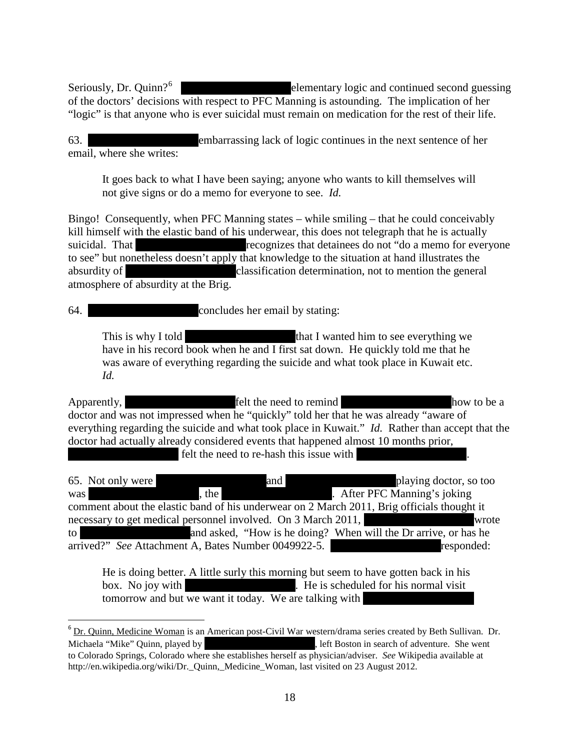Seriously, Dr. Quinn?[6] [REDACTED] elementary logic and continued second guessing of the doctors' decisions with respect to PFC Manning is astounding. The implication of her "logic" is that anyone who is ever suicidal must remain on medication for the rest of their life.

63. [REDACTED] embarrassing lack of logic continues in the next sentence of her email, where she writes:

> It goes back to what I have been saying; anyone who wants to kill themselves will not give signs or do a memo for everyone to see. *Id.*

Bingo! Consequently, when PFC Manning states – while smiling – that he could conceivably kill himself with the elastic band of his underwear, this does not telegraph that he is actually suicidal. That [REDACTED] recognizes that detainees do not "do a memo for everyone to see" but nonetheless doesn't apply that knowledge to the situation at hand illustrates the absurdity of [REDACTED] classification determination, not to mention the general atmosphere of absurdity at the Brig.

64. [REDACTED] concludes her email by stating:

> This is why I told [REDACTED] that I wanted him to see everything we have in his record book when he and I first sat down. He quickly told me that he was aware of everything regarding the suicide and what took place in Kuwait etc. *Id.*

Apparently, [REDACTED] felt the need to remind [REDACTED] how to be a doctor and was not impressed when he "quickly" told her that he was already "aware of everything regarding the suicide and what took place in Kuwait." *Id.* Rather than accept that the doctor had actually already considered events that happened almost 10 months prior, [REDACTED] felt the need to re-hash this issue with [REDACTED].

65. Not only were [REDACTED] and [REDACTED] playing doctor, so too was [REDACTED], the [REDACTED]. After PFC Manning's joking comment about the elastic band of his underwear on 2 March 2011, Brig officials thought it necessary to get medical personnel involved. On 3 March 2011, [REDACTED] wrote to [REDACTED] and asked, "How is he doing? When will the Dr arrive, or has he arrived?" *See* Attachment A, Bates Number 0049922-5. [REDACTED] responded:

> He is doing better. A little surly this morning but seem to have gotten back in his box. No joy with [REDACTED]. He is scheduled for his normal visit tomorrow and but we want it today. We are talking with [REDACTED]

---

[6] Dr. Quinn, Medicine Woman is an American post-Civil War western/drama series created by Beth Sullivan. Dr. Michaela "Mike" Quinn, played by [REDACTED], left Boston in search of adventure. She went to Colorado Springs, Colorado where she establishes herself as physician/adviser. *See* Wikipedia available at http://en.wikipedia.org/wiki/Dr._Quinn,_Medicine_Woman, last visited on 23 August 2012.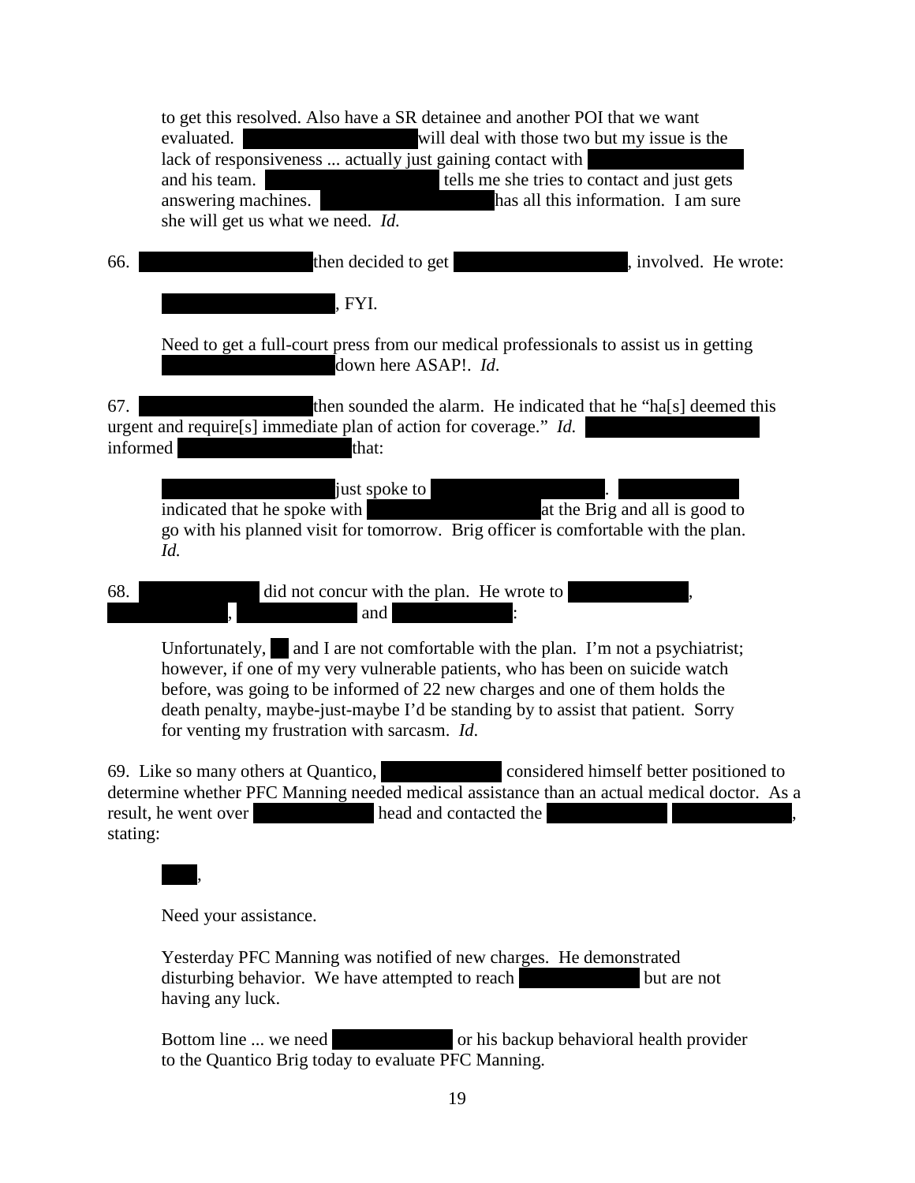> to get this resolved. Also have a SR detainee and another POI that we want evaluated. [REDACTED] will deal with those two but my issue is the lack of responsiveness ... actually just gaining contact with [REDACTED] and his team. [REDACTED] tells me she tries to contact and just gets answering machines. [REDACTED] has all this information. I am sure she will get us what we need. *Id.*

66. [REDACTED] then decided to get [REDACTED], involved. He wrote:

> [REDACTED], FYI.
>
> Need to get a full-court press from our medical professionals to assist us in getting [REDACTED] down here ASAP!. *Id.*

67. [REDACTED] then sounded the alarm. He indicated that he "ha[s] deemed this urgent and require[s] immediate plan of action for coverage." *Id.* [REDACTED] informed [REDACTED] that:

> [REDACTED] just spoke to [REDACTED]. [REDACTED] indicated that he spoke with [REDACTED] at the Brig and all is good to go with his planned visit for tomorrow. Brig officer is comfortable with the plan. *Id.*

68. [REDACTED] did not concur with the plan. He wrote to [REDACTED], [REDACTED], [REDACTED] and [REDACTED]:

> Unfortunately, [REDACTED] and I are not comfortable with the plan. I'm not a psychiatrist; however, if one of my very vulnerable patients, who has been on suicide watch before, was going to be informed of 22 new charges and one of them holds the death penalty, maybe-just-maybe I'd be standing by to assist that patient. Sorry for venting my frustration with sarcasm. *Id.*

69. Like so many others at Quantico, [REDACTED] considered himself better positioned to determine whether PFC Manning needed medical assistance than an actual medical doctor. As a result, he went over [REDACTED] head and contacted the [REDACTED] [REDACTED], stating:

> [REDACTED],
>
> Need your assistance.
>
> Yesterday PFC Manning was notified of new charges. He demonstrated disturbing behavior. We have attempted to reach [REDACTED] but are not having any luck.
>
> Bottom line ... we need [REDACTED] or his backup behavioral health provider to the Quantico Brig today to evaluate PFC Manning.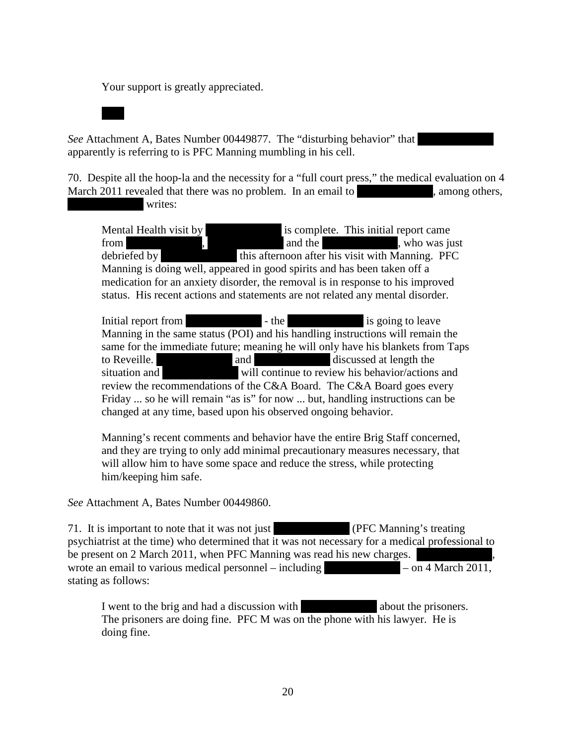Your support is greatly appreciated.

█████

*See* Attachment A, Bates Number 00449877. The "disturbing behavior" that ██████████ apparently is referring to is PFC Manning mumbling in his cell.

70. Despite all the hoop-la and the necessity for a "full court press," the medical evaluation on 4 March 2011 revealed that there was no problem. In an email to ██████████, among others, ██████████ writes:

> Mental Health visit by ██████████ is complete. This initial report came from ██████████, ██████████ and the ██████████, who was just debriefed by ██████████ this afternoon after his visit with Manning. PFC Manning is doing well, appeared in good spirits and has been taken off a medication for an anxiety disorder, the removal is in response to his improved status. His recent actions and statements are not related any mental disorder.
>
> Initial report from ██████████ - the ██████████ is going to leave Manning in the same status (POI) and his handling instructions will remain the same for the immediate future; meaning he will only have his blankets from Taps to Reveille. ██████████ and ██████████ discussed at length the situation and ██████████ will continue to review his behavior/actions and review the recommendations of the C&A Board. The C&A Board goes every Friday ... so he will remain "as is" for now ... but, handling instructions can be changed at any time, based upon his observed ongoing behavior.
>
> Manning's recent comments and behavior have the entire Brig Staff concerned, and they are trying to only add minimal precautionary measures necessary, that will allow him to have some space and reduce the stress, while protecting him/keeping him safe.

*See* Attachment A, Bates Number 00449860.

71. It is important to note that it was not just ██████████ (PFC Manning's treating psychiatrist at the time) who determined that it was not necessary for a medical professional to be present on 2 March 2011, when PFC Manning was read his new charges. ██████████, wrote an email to various medical personnel – including ██████████ – on 4 March 2011, stating as follows:

> I went to the brig and had a discussion with ██████████ about the prisoners. The prisoners are doing fine. PFC M was on the phone with his lawyer. He is doing fine.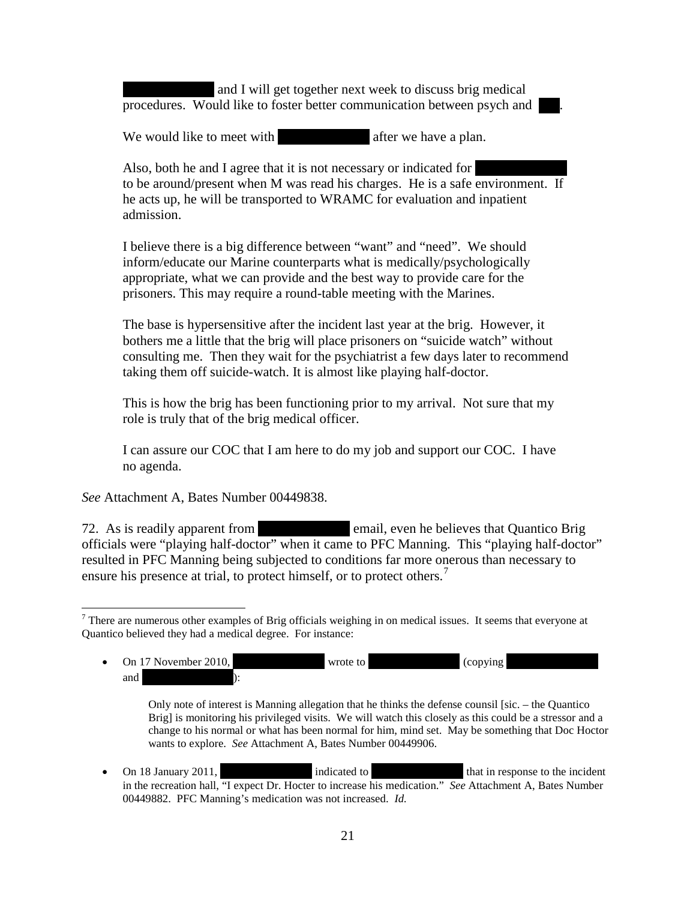> [REDACTED] and I will get together next week to discuss brig medical procedures. Would like to foster better communication between psych and [REDACTED].
>
> We would like to meet with [REDACTED] after we have a plan.
>
> Also, both he and I agree that it is not necessary or indicated for [REDACTED] to be around/present when M was read his charges. He is a safe environment. If he acts up, he will be transported to WRAMC for evaluation and inpatient admission.
>
> I believe there is a big difference between "want" and "need". We should inform/educate our Marine counterparts what is medically/psychologically appropriate, what we can provide and the best way to provide care for the prisoners. This may require a round-table meeting with the Marines.
>
> The base is hypersensitive after the incident last year at the brig. However, it bothers me a little that the brig will place prisoners on "suicide watch" without consulting me. Then they wait for the psychiatrist a few days later to recommend taking them off suicide-watch. It is almost like playing half-doctor.
>
> This is how the brig has been functioning prior to my arrival. Not sure that my role is truly that of the brig medical officer.
>
> I can assure our COC that I am here to do my job and support our COC. I have no agenda.

*See* Attachment A, Bates Number 00449838.

72. As is readily apparent from [REDACTED] email, even he believes that Quantico Brig officials were "playing half-doctor" when it came to PFC Manning. This "playing half-doctor" resulted in PFC Manning being subjected to conditions far more onerous than necessary to ensure his presence at trial, to protect himself, or to protect others.[7]

---

[7] There are numerous other examples of Brig officials weighing in on medical issues. It seems that everyone at Quantico believed they had a medical degree. For instance:

- On 17 November 2010, [REDACTED] wrote to [REDACTED] (copying [REDACTED] and [REDACTED]):

  > Only note of interest is Manning allegation that he thinks the defense counsil [sic. – the Quantico Brig] is monitoring his privileged visits. We will watch this closely as this could be a stressor and a change to his normal or what has been normal for him, mind set. May be something that Doc Hoctor wants to explore. *See* Attachment A, Bates Number 00449906.

- On 18 January 2011, [REDACTED] indicated to [REDACTED] that in response to the incident in the recreation hall, "I expect Dr. Hocter to increase his medication." *See* Attachment A, Bates Number 00449882. PFC Manning's medication was not increased. *Id.*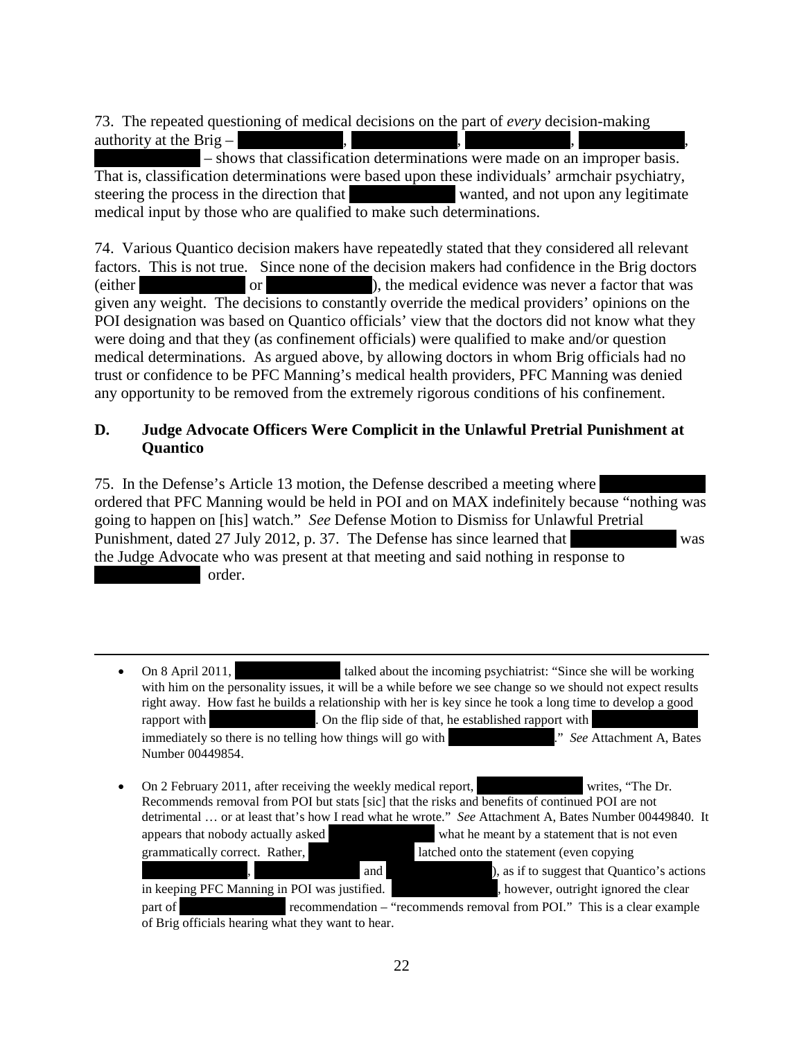73. The repeated questioning of medical decisions on the part of *every* decision-making authority at the Brig – [REDACTED], [REDACTED], [REDACTED], [REDACTED], [REDACTED] – shows that classification determinations were made on an improper basis. That is, classification determinations were based upon these individuals' armchair psychiatry, steering the process in the direction that [REDACTED] wanted, and not upon any legitimate medical input by those who are qualified to make such determinations.

74. Various Quantico decision makers have repeatedly stated that they considered all relevant factors. This is not true. Since none of the decision makers had confidence in the Brig doctors (either [REDACTED] or [REDACTED]), the medical evidence was never a factor that was given any weight. The decisions to constantly override the medical providers' opinions on the POI designation was based on Quantico officials' view that the doctors did not know what they were doing and that they (as confinement officials) were qualified to make and/or question medical determinations. As argued above, by allowing doctors in whom Brig officials had no trust or confidence to be PFC Manning's medical health providers, PFC Manning was denied any opportunity to be removed from the extremely rigorous conditions of his confinement.

## D. Judge Advocate Officers Were Complicit in the Unlawful Pretrial Punishment at Quantico

75. In the Defense's Article 13 motion, the Defense described a meeting where [REDACTED] ordered that PFC Manning would be held in POI and on MAX indefinitely because "nothing was going to happen on [his] watch." *See* Defense Motion to Dismiss for Unlawful Pretrial Punishment, dated 27 July 2012, p. 37. The Defense has since learned that [REDACTED] was the Judge Advocate who was present at that meeting and said nothing in response to [REDACTED] order.

---

- On 8 April 2011, [REDACTED] talked about the incoming psychiatrist: "Since she will be working with him on the personality issues, it will be a while before we see change so we should not expect results right away. How fast he builds a relationship with her is key since he took a long time to develop a good rapport with [REDACTED]. On the flip side of that, he established rapport with [REDACTED] immediately so there is no telling how things will go with [REDACTED]." *See* Attachment A, Bates Number 00449854.

- On 2 February 2011, after receiving the weekly medical report, [REDACTED] writes, "The Dr. Recommends removal from POI but stats [sic] that the risks and benefits of continued POI are not detrimental … or at least that's how I read what he wrote." *See* Attachment A, Bates Number 00449840. It appears that nobody actually asked [REDACTED] what he meant by a statement that is not even grammatically correct. Rather, [REDACTED] latched onto the statement (even copying [REDACTED], [REDACTED] and [REDACTED]), as if to suggest that Quantico's actions in keeping PFC Manning in POI was justified. [REDACTED], however, outright ignored the clear part of [REDACTED] recommendation – "recommends removal from POI." This is a clear example of Brig officials hearing what they want to hear.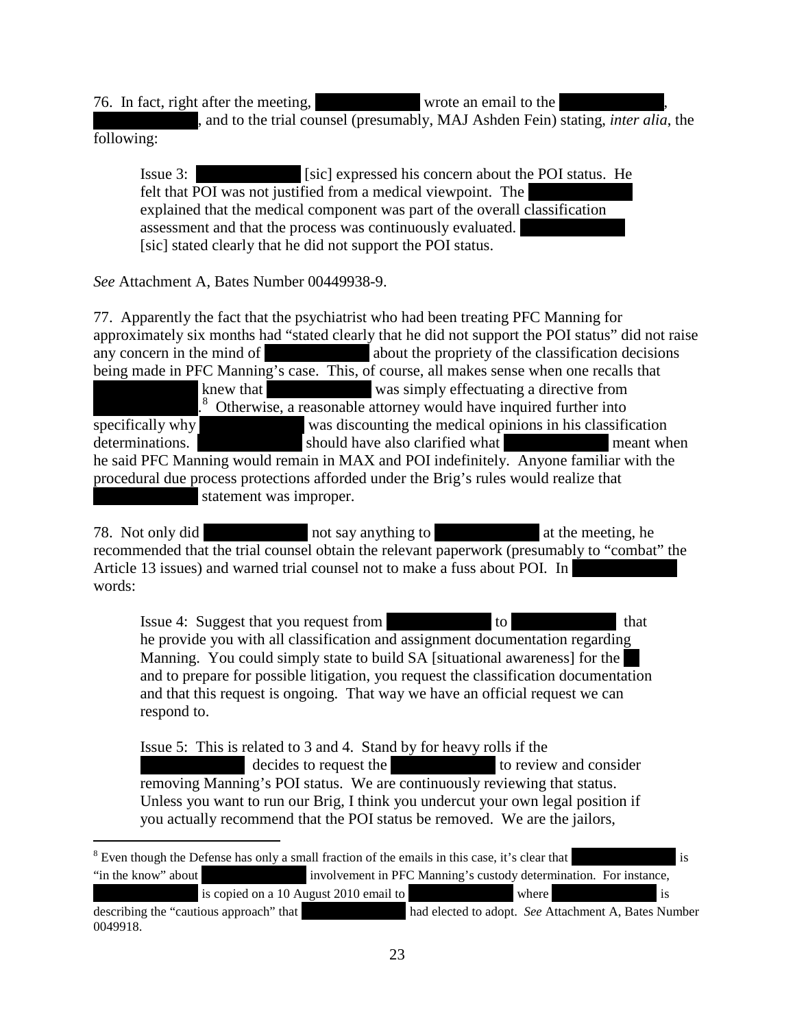76. In fact, right after the meeting, ██████████ wrote an email to the ██████████, ██████████, and to the trial counsel (presumably, MAJ Ashden Fein) stating, *inter alia*, the following:

> Issue 3: ██████████ [sic] expressed his concern about the POI status. He felt that POI was not justified from a medical viewpoint. The ██████████ explained that the medical component was part of the overall classification assessment and that the process was continuously evaluated. ██████████ [sic] stated clearly that he did not support the POI status.

*See* Attachment A, Bates Number 00449938-9.

77. Apparently the fact that the psychiatrist who had been treating PFC Manning for approximately six months had "stated clearly that he did not support the POI status" did not raise any concern in the mind of ██████████ about the propriety of the classification decisions being made in PFC Manning's case. This, of course, all makes sense when one recalls that ██████████ knew that ██████████ was simply effectuating a directive from ██████████.[8] Otherwise, a reasonable attorney would have inquired further into specifically why ██████████ was discounting the medical opinions in his classification determinations. ██████████ should have also clarified what ██████████ meant when he said PFC Manning would remain in MAX and POI indefinitely. Anyone familiar with the procedural due process protections afforded under the Brig's rules would realize that ██████████ statement was improper.

78. Not only did ██████████ not say anything to ██████████ at the meeting, he recommended that the trial counsel obtain the relevant paperwork (presumably to "combat" the Article 13 issues) and warned trial counsel not to make a fuss about POI. In ██████████ words:

> Issue 4: Suggest that you request from ██████████ to ██████████ that he provide you with all classification and assignment documentation regarding Manning. You could simply state to build SA [situational awareness] for the ██ and to prepare for possible litigation, you request the classification documentation and that this request is ongoing. That way we have an official request we can respond to.
>
> Issue 5: This is related to 3 and 4. Stand by for heavy rolls if the ██████████ decides to request the ██████████ to review and consider removing Manning's POI status. We are continuously reviewing that status. Unless you want to run our Brig, I think you undercut your own legal position if you actually recommend that the POI status be removed. We are the jailors,

---

[8] Even though the Defense has only a small fraction of the emails in this case, it's clear that ██████████ is "in the know" about ██████████ involvement in PFC Manning's custody determination. For instance, ██████████ is copied on a 10 August 2010 email to ██████████ where ██████████ is describing the "cautious approach" that ██████████ had elected to adopt. *See* Attachment A, Bates Number 0049918.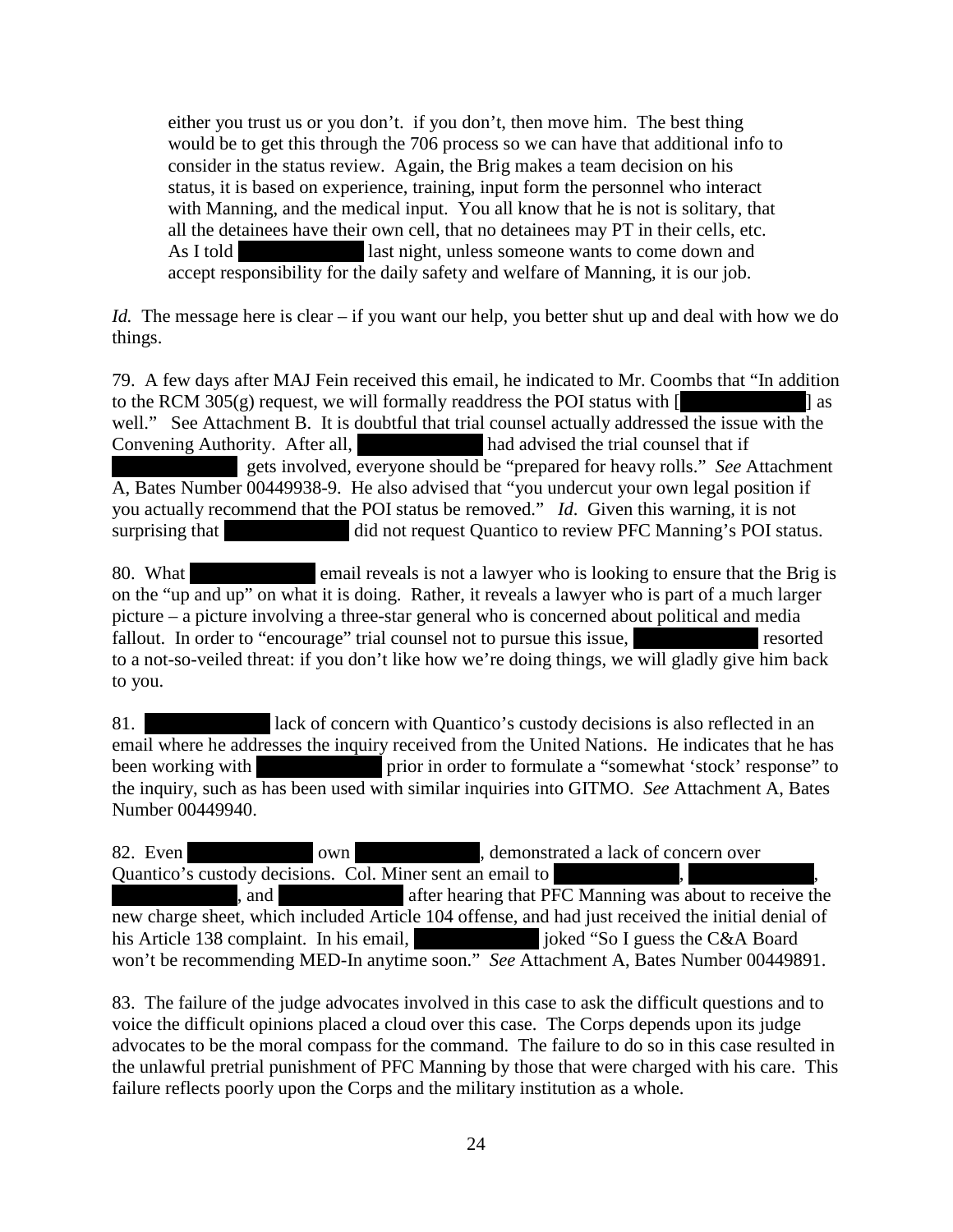> either you trust us or you don't. if you don't, then move him. The best thing would be to get this through the 706 process so we can have that additional info to consider in the status review. Again, the Brig makes a team decision on his status, it is based on experience, training, input form the personnel who interact with Manning, and the medical input. You all know that he is not is solitary, that all the detainees have their own cell, that no detainees may PT in their cells, etc. As I told [REDACTED] last night, unless someone wants to come down and accept responsibility for the daily safety and welfare of Manning, it is our job.

*Id.* The message here is clear – if you want our help, you better shut up and deal with how we do things.

79. A few days after MAJ Fein received this email, he indicated to Mr. Coombs that "In addition to the RCM 305(g) request, we will formally readdress the POI status with [[REDACTED]] as well." See Attachment B. It is doubtful that trial counsel actually addressed the issue with the Convening Authority. After all, [REDACTED] had advised the trial counsel that if [REDACTED] gets involved, everyone should be "prepared for heavy rolls." *See* Attachment A, Bates Number 00449938-9. He also advised that "you undercut your own legal position if you actually recommend that the POI status be removed." *Id.* Given this warning, it is not surprising that [REDACTED] did not request Quantico to review PFC Manning's POI status.

80. What [REDACTED] email reveals is not a lawyer who is looking to ensure that the Brig is on the "up and up" on what it is doing. Rather, it reveals a lawyer who is part of a much larger picture – a picture involving a three-star general who is concerned about political and media fallout. In order to "encourage" trial counsel not to pursue this issue, [REDACTED] resorted to a not-so-veiled threat: if you don't like how we're doing things, we will gladly give him back to you.

81. [REDACTED] lack of concern with Quantico's custody decisions is also reflected in an email where he addresses the inquiry received from the United Nations. He indicates that he has been working with [REDACTED] prior in order to formulate a "somewhat 'stock' response" to the inquiry, such as has been used with similar inquiries into GITMO. *See* Attachment A, Bates Number 00449940.

82. Even [REDACTED] own [REDACTED], demonstrated a lack of concern over Quantico's custody decisions. Col. Miner sent an email to [REDACTED], [REDACTED], [REDACTED], and [REDACTED] after hearing that PFC Manning was about to receive the new charge sheet, which included Article 104 offense, and had just received the initial denial of his Article 138 complaint. In his email, [REDACTED] joked "So I guess the C&A Board won't be recommending MED-In anytime soon." *See* Attachment A, Bates Number 00449891.

83. The failure of the judge advocates involved in this case to ask the difficult questions and to voice the difficult opinions placed a cloud over this case. The Corps depends upon its judge advocates to be the moral compass for the command. The failure to do so in this case resulted in the unlawful pretrial punishment of PFC Manning by those that were charged with his care. This failure reflects poorly upon the Corps and the military institution as a whole.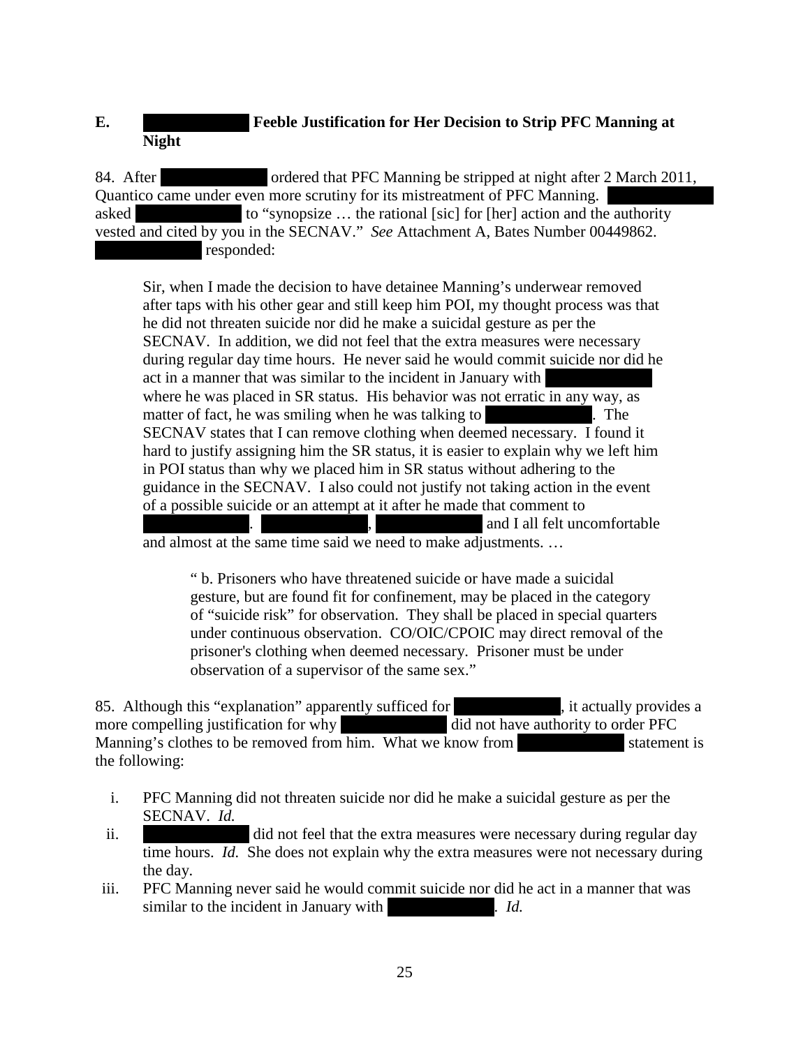**E. ██████████ Feeble Justification for Her Decision to Strip PFC Manning at Night**

84. After ██████████ ordered that PFC Manning be stripped at night after 2 March 2011, Quantico came under even more scrutiny for its mistreatment of PFC Manning. ██████████ asked ██████████ to "synopsize … the rational [sic] for [her] action and the authority vested and cited by you in the SECNAV." *See* Attachment A, Bates Number 00449862. ██████████ responded:

> Sir, when I made the decision to have detainee Manning's underwear removed after taps with his other gear and still keep him POI, my thought process was that he did not threaten suicide nor did he make a suicidal gesture as per the SECNAV. In addition, we did not feel that the extra measures were necessary during regular day time hours. He never said he would commit suicide nor did he act in a manner that was similar to the incident in January with ██████████ where he was placed in SR status. His behavior was not erratic in any way, as matter of fact, he was smiling when he was talking to ██████████. The SECNAV states that I can remove clothing when deemed necessary. I found it hard to justify assigning him the SR status, it is easier to explain why we left him in POI status than why we placed him in SR status without adhering to the guidance in the SECNAV. I also could not justify not taking action in the event of a possible suicide or an attempt at it after he made that comment to ██████████. ██████████, ██████████ and I all felt uncomfortable and almost at the same time said we need to make adjustments. …
>
> > " b. Prisoners who have threatened suicide or have made a suicidal gesture, but are found fit for confinement, may be placed in the category of "suicide risk" for observation. They shall be placed in special quarters under continuous observation. CO/OIC/CPOIC may direct removal of the prisoner's clothing when deemed necessary. Prisoner must be under observation of a supervisor of the same sex."

85. Although this "explanation" apparently sufficed for ██████████, it actually provides a more compelling justification for why ██████████ did not have authority to order PFC Manning's clothes to be removed from him. What we know from ██████████ statement is the following:

i. PFC Manning did not threaten suicide nor did he make a suicidal gesture as per the SECNAV. *Id.*

ii. ██████████ did not feel that the extra measures were necessary during regular day time hours. *Id.* She does not explain why the extra measures were not necessary during the day.

iii. PFC Manning never said he would commit suicide nor did he act in a manner that was similar to the incident in January with ██████████. *Id.*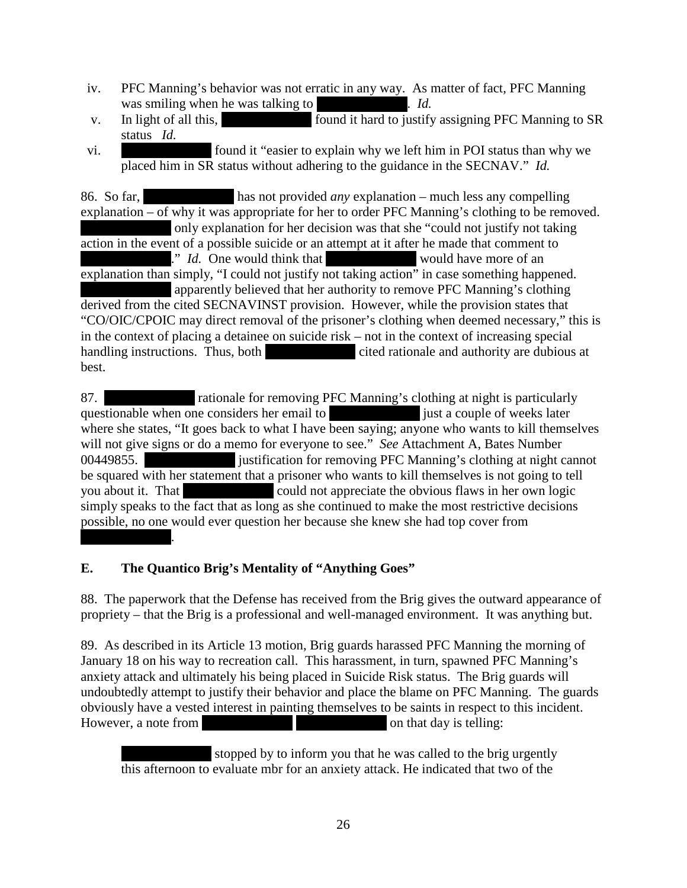iv. PFC Manning's behavior was not erratic in any way. As matter of fact, PFC Manning was smiling when he was talking to [REDACTED]. *Id.*

v. In light of all this, [REDACTED] found it hard to justify assigning PFC Manning to SR status *Id.*

vi. [REDACTED] found it "easier to explain why we left him in POI status than why we placed him in SR status without adhering to the guidance in the SECNAV." *Id.*

86. So far, [REDACTED] has not provided *any* explanation – much less any compelling explanation – of why it was appropriate for her to order PFC Manning's clothing to be removed. [REDACTED] only explanation for her decision was that she "could not justify not taking action in the event of a possible suicide or an attempt at it after he made that comment to [REDACTED]." *Id.* One would think that [REDACTED] would have more of an explanation than simply, "I could not justify not taking action" in case something happened. [REDACTED] apparently believed that her authority to remove PFC Manning's clothing derived from the cited SECNAVINST provision. However, while the provision states that "CO/OIC/CPOIC may direct removal of the prisoner's clothing when deemed necessary," this is in the context of placing a detainee on suicide risk – not in the context of increasing special handling instructions. Thus, both [REDACTED] cited rationale and authority are dubious at best.

87. [REDACTED] rationale for removing PFC Manning's clothing at night is particularly questionable when one considers her email to [REDACTED] just a couple of weeks later where she states, "It goes back to what I have been saying; anyone who wants to kill themselves will not give signs or do a memo for everyone to see." *See* Attachment A, Bates Number 00449855. [REDACTED] justification for removing PFC Manning's clothing at night cannot be squared with her statement that a prisoner who wants to kill themselves is not going to tell you about it. That [REDACTED] could not appreciate the obvious flaws in her own logic simply speaks to the fact that as long as she continued to make the most restrictive decisions possible, no one would ever question her because she knew she had top cover from [REDACTED].

## E. The Quantico Brig's Mentality of "Anything Goes"

88. The paperwork that the Defense has received from the Brig gives the outward appearance of propriety – that the Brig is a professional and well-managed environment. It was anything but.

89. As described in its Article 13 motion, Brig guards harassed PFC Manning the morning of January 18 on his way to recreation call. This harassment, in turn, spawned PFC Manning's anxiety attack and ultimately his being placed in Suicide Risk status. The Brig guards will undoubtedly attempt to justify their behavior and place the blame on PFC Manning. The guards obviously have a vested interest in painting themselves to be saints in respect to this incident. However, a note from [REDACTED] [REDACTED] on that day is telling:

> [REDACTED] stopped by to inform you that he was called to the brig urgently this afternoon to evaluate mbr for an anxiety attack. He indicated that two of the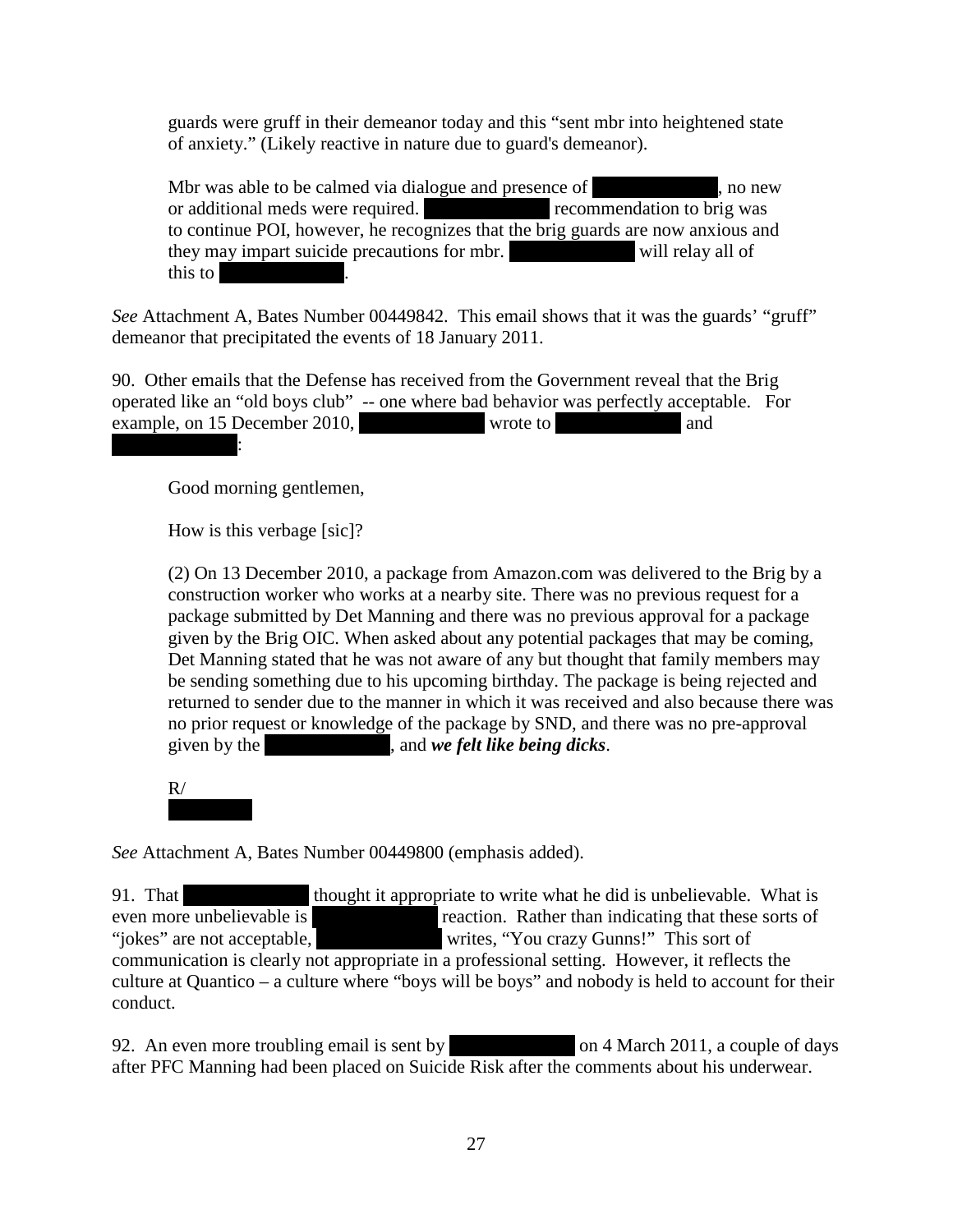> guards were gruff in their demeanor today and this "sent mbr into heightened state of anxiety." (Likely reactive in nature due to guard's demeanor).
>
> Mbr was able to be calmed via dialogue and presence of [REDACTED], no new or additional meds were required. [REDACTED] recommendation to brig was to continue POI, however, he recognizes that the brig guards are now anxious and they may impart suicide precautions for mbr. [REDACTED] will relay all of this to [REDACTED].

*See* Attachment A, Bates Number 00449842. This email shows that it was the guards' "gruff" demeanor that precipitated the events of 18 January 2011.

90. Other emails that the Defense has received from the Government reveal that the Brig operated like an "old boys club" -- one where bad behavior was perfectly acceptable. For example, on 15 December 2010, [REDACTED] wrote to [REDACTED] and [REDACTED]:

> Good morning gentlemen,
>
> How is this verbage [sic]?
>
> (2) On 13 December 2010, a package from Amazon.com was delivered to the Brig by a construction worker who works at a nearby site. There was no previous request for a package submitted by Det Manning and there was no previous approval for a package given by the Brig OIC. When asked about any potential packages that may be coming, Det Manning stated that he was not aware of any but thought that family members may be sending something due to his upcoming birthday. The package is being rejected and returned to sender due to the manner in which it was received and also because there was no prior request or knowledge of the package by SND, and there was no pre-approval given by the [REDACTED], and ***we felt like being dicks***.
>
> R/
> [REDACTED]

*See* Attachment A, Bates Number 00449800 (emphasis added).

91. That [REDACTED] thought it appropriate to write what he did is unbelievable. What is even more unbelievable is [REDACTED] reaction. Rather than indicating that these sorts of "jokes" are not acceptable, [REDACTED] writes, "You crazy Gunns!" This sort of communication is clearly not appropriate in a professional setting. However, it reflects the culture at Quantico – a culture where "boys will be boys" and nobody is held to account for their conduct.

92. An even more troubling email is sent by [REDACTED] on 4 March 2011, a couple of days after PFC Manning had been placed on Suicide Risk after the comments about his underwear.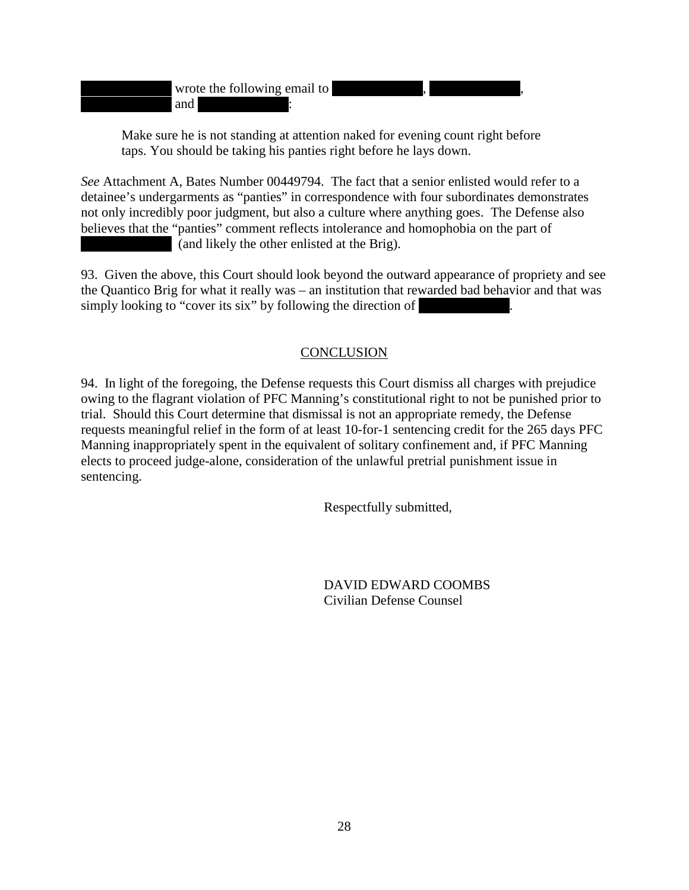[REDACTED] wrote the following email to [REDACTED], [REDACTED], [REDACTED] and [REDACTED]:

> Make sure he is not standing at attention naked for evening count right before taps. You should be taking his panties right before he lays down.

*See* Attachment A, Bates Number 00449794. The fact that a senior enlisted would refer to a detainee's undergarments as "panties" in correspondence with four subordinates demonstrates not only incredibly poor judgment, but also a culture where anything goes. The Defense also believes that the "panties" comment reflects intolerance and homophobia on the part of [REDACTED] (and likely the other enlisted at the Brig).

93. Given the above, this Court should look beyond the outward appearance of propriety and see the Quantico Brig for what it really was – an institution that rewarded bad behavior and that was simply looking to "cover its six" by following the direction of [REDACTED].

## CONCLUSION

94. In light of the foregoing, the Defense requests this Court dismiss all charges with prejudice owing to the flagrant violation of PFC Manning's constitutional right to not be punished prior to trial. Should this Court determine that dismissal is not an appropriate remedy, the Defense requests meaningful relief in the form of at least 10-for-1 sentencing credit for the 265 days PFC Manning inappropriately spent in the equivalent of solitary confinement and, if PFC Manning elects to proceed judge-alone, consideration of the unlawful pretrial punishment issue in sentencing.

Respectfully submitted,

DAVID EDWARD COOMBS
Civilian Defense Counsel